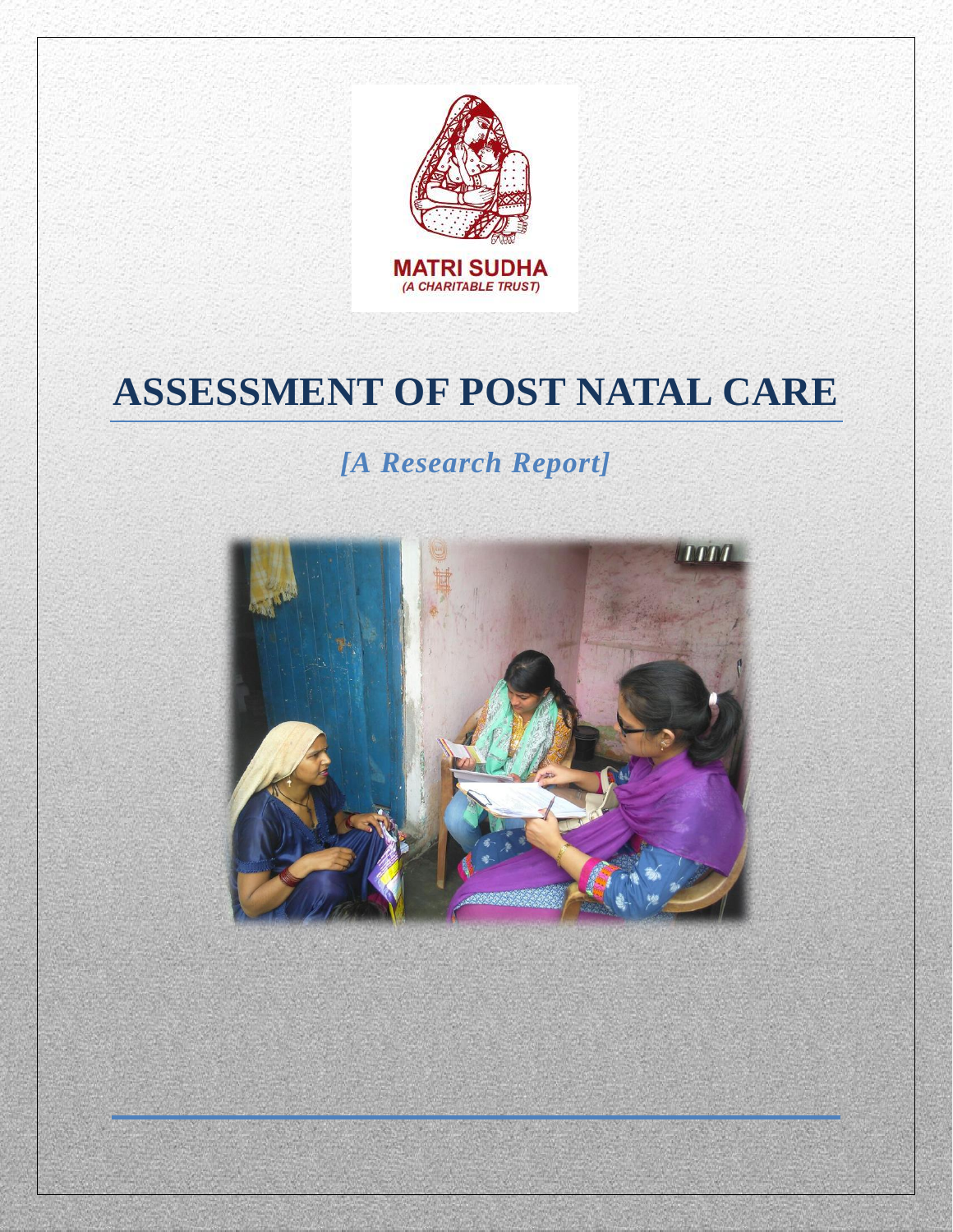MATRI SUDHA
(A CHARITABLE TRUST)

# ASSESSMENT OF POST NATAL CARE

*[A Research Report]*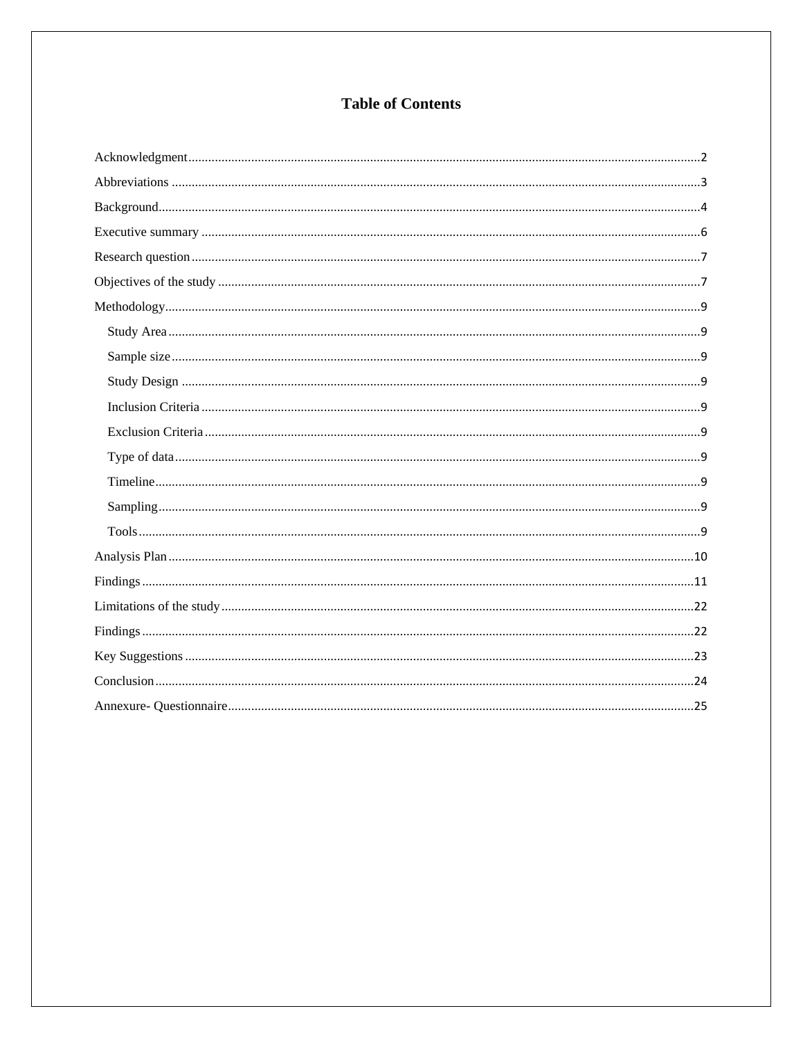# Table of Contents

Acknowledgment........................................................................................................................................2

Abbreviations ............................................................................................................................................3

Background...............................................................................................................................................4

Executive summary ...................................................................................................................................6

Research question .....................................................................................................................................7

Objectives of the study ..............................................................................................................................7

Methodology..............................................................................................................................................9

- Study Area ...........................................................................................................................................9
- Sample size ..........................................................................................................................................9
- Study Design .......................................................................................................................................9
- Inclusion Criteria ................................................................................................................................9
- Exclusion Criteria ................................................................................................................................9
- Type of data .........................................................................................................................................9
- Timeline...............................................................................................................................................9
- Sampling..............................................................................................................................................9
- Tools....................................................................................................................................................9

Analysis Plan ...........................................................................................................................................10

Findings ...................................................................................................................................................11

Limitations of the study ...........................................................................................................................22

Findings ...................................................................................................................................................22

Key Suggestions ......................................................................................................................................23

Conclusion ...............................................................................................................................................24

Annexure- Questionnaire .........................................................................................................................25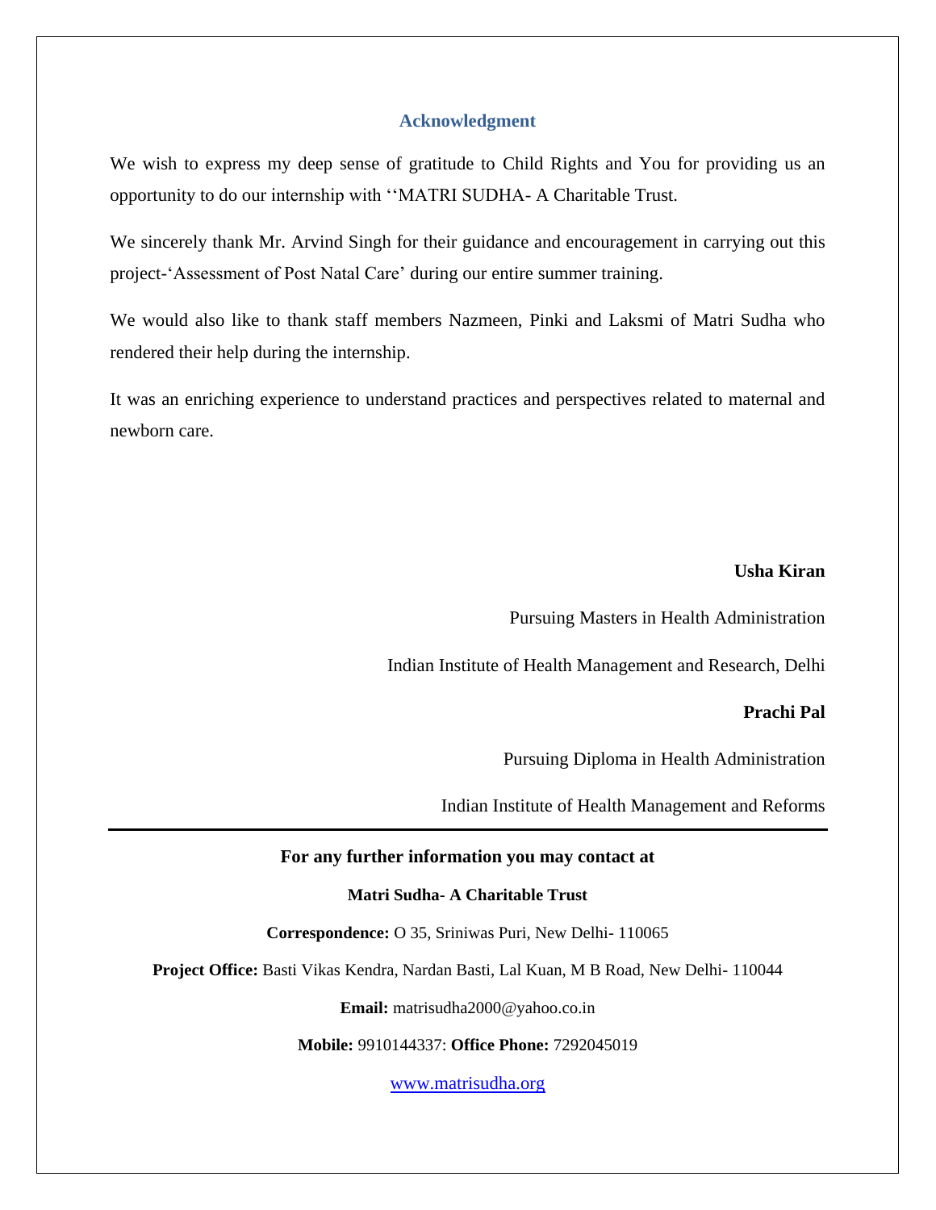## Acknowledgment

We wish to express my deep sense of gratitude to Child Rights and You for providing us an opportunity to do our internship with ‘‘MATRI SUDHA- A Charitable Trust.

We sincerely thank Mr. Arvind Singh for their guidance and encouragement in carrying out this project-‘Assessment of Post Natal Care’ during our entire summer training.

We would also like to thank staff members Nazmeen, Pinki and Laksmi of Matri Sudha who rendered their help during the internship.

It was an enriching experience to understand practices and perspectives related to maternal and newborn care.

**Usha Kiran**

Pursuing Masters in Health Administration

Indian Institute of Health Management and Research, Delhi

**Prachi Pal**

Pursuing Diploma in Health Administration

Indian Institute of Health Management and Reforms

---

**For any further information you may contact at**

**Matri Sudha- A Charitable Trust**

**Correspondence:** O 35, Sriniwas Puri, New Delhi- 110065

**Project Office:** Basti Vikas Kendra, Nardan Basti, Lal Kuan, M B Road, New Delhi- 110044

**Email:** matrisudha2000@yahoo.co.in

**Mobile:** 9910144337: **Office Phone:** 7292045019

www.matrisudha.org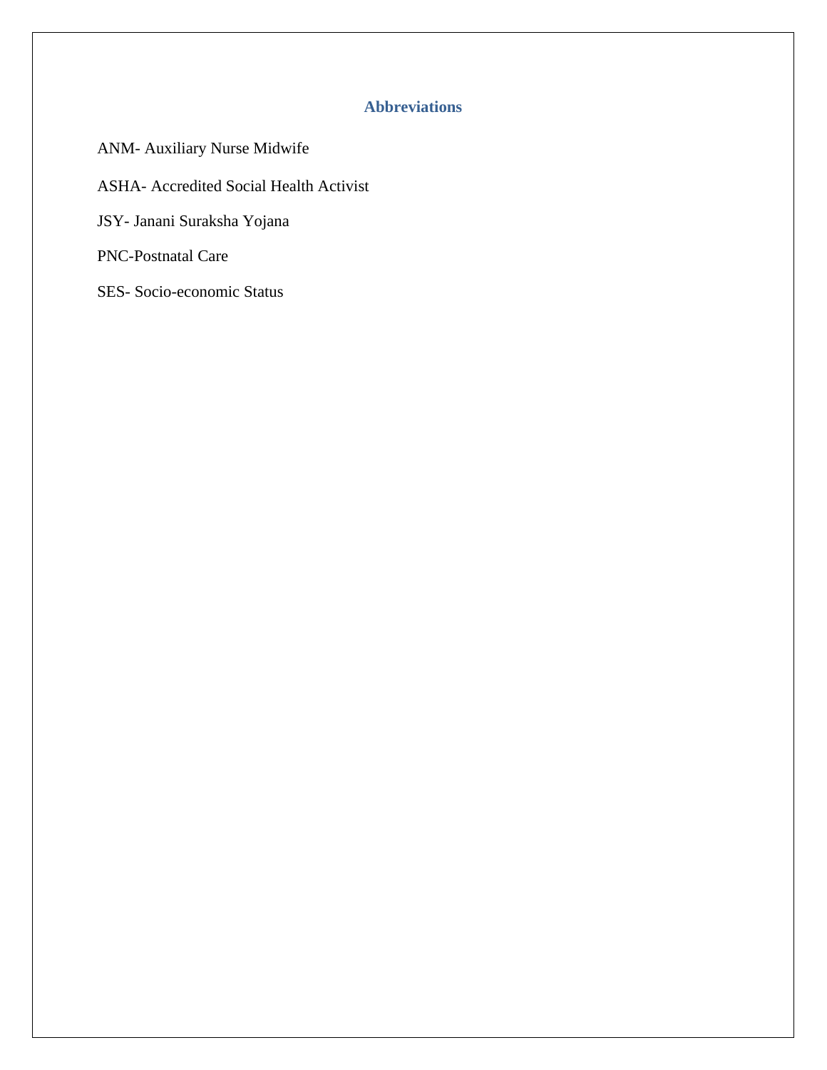## Abbreviations

ANM- Auxiliary Nurse Midwife

ASHA- Accredited Social Health Activist

JSY- Janani Suraksha Yojana

PNC-Postnatal Care

SES- Socio-economic Status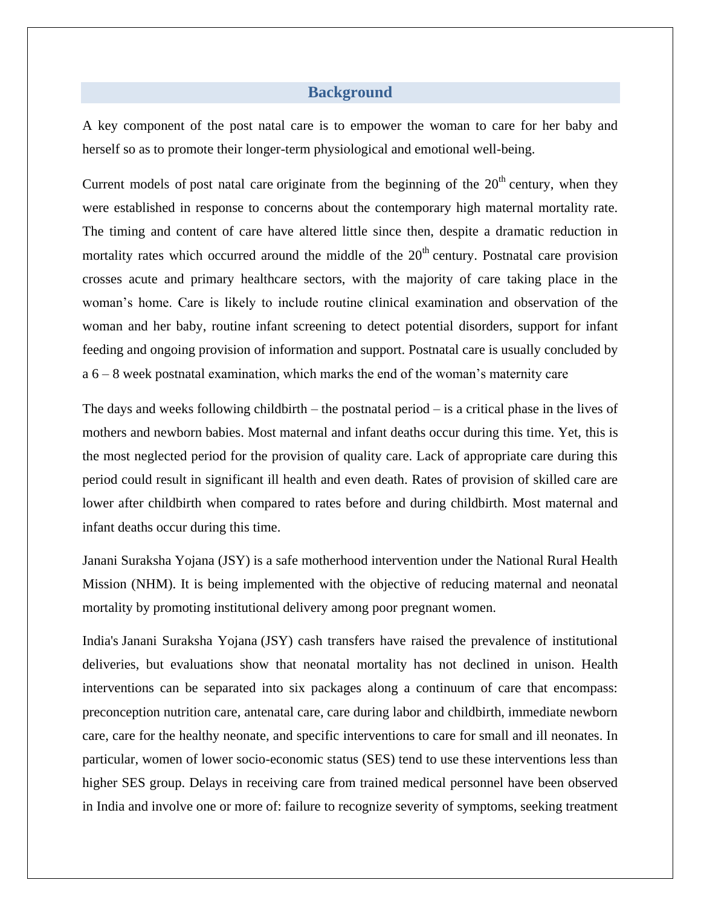## Background

A key component of the post natal care is to empower the woman to care for her baby and herself so as to promote their longer-term physiological and emotional well-being.

Current models of post natal care originate from the beginning of the 20th century, when they were established in response to concerns about the contemporary high maternal mortality rate. The timing and content of care have altered little since then, despite a dramatic reduction in mortality rates which occurred around the middle of the 20th century. Postnatal care provision crosses acute and primary healthcare sectors, with the majority of care taking place in the woman's home. Care is likely to include routine clinical examination and observation of the woman and her baby, routine infant screening to detect potential disorders, support for infant feeding and ongoing provision of information and support. Postnatal care is usually concluded by a 6 – 8 week postnatal examination, which marks the end of the woman's maternity care

The days and weeks following childbirth – the postnatal period – is a critical phase in the lives of mothers and newborn babies. Most maternal and infant deaths occur during this time. Yet, this is the most neglected period for the provision of quality care. Lack of appropriate care during this period could result in significant ill health and even death. Rates of provision of skilled care are lower after childbirth when compared to rates before and during childbirth. Most maternal and infant deaths occur during this time.

Janani Suraksha Yojana (JSY) is a safe motherhood intervention under the National Rural Health Mission (NHM). It is being implemented with the objective of reducing maternal and neonatal mortality by promoting institutional delivery among poor pregnant women.

India's Janani Suraksha Yojana (JSY) cash transfers have raised the prevalence of institutional deliveries, but evaluations show that neonatal mortality has not declined in unison. Health interventions can be separated into six packages along a continuum of care that encompass: preconception nutrition care, antenatal care, care during labor and childbirth, immediate newborn care, care for the healthy neonate, and specific interventions to care for small and ill neonates. In particular, women of lower socio-economic status (SES) tend to use these interventions less than higher SES group. Delays in receiving care from trained medical personnel have been observed in India and involve one or more of: failure to recognize severity of symptoms, seeking treatment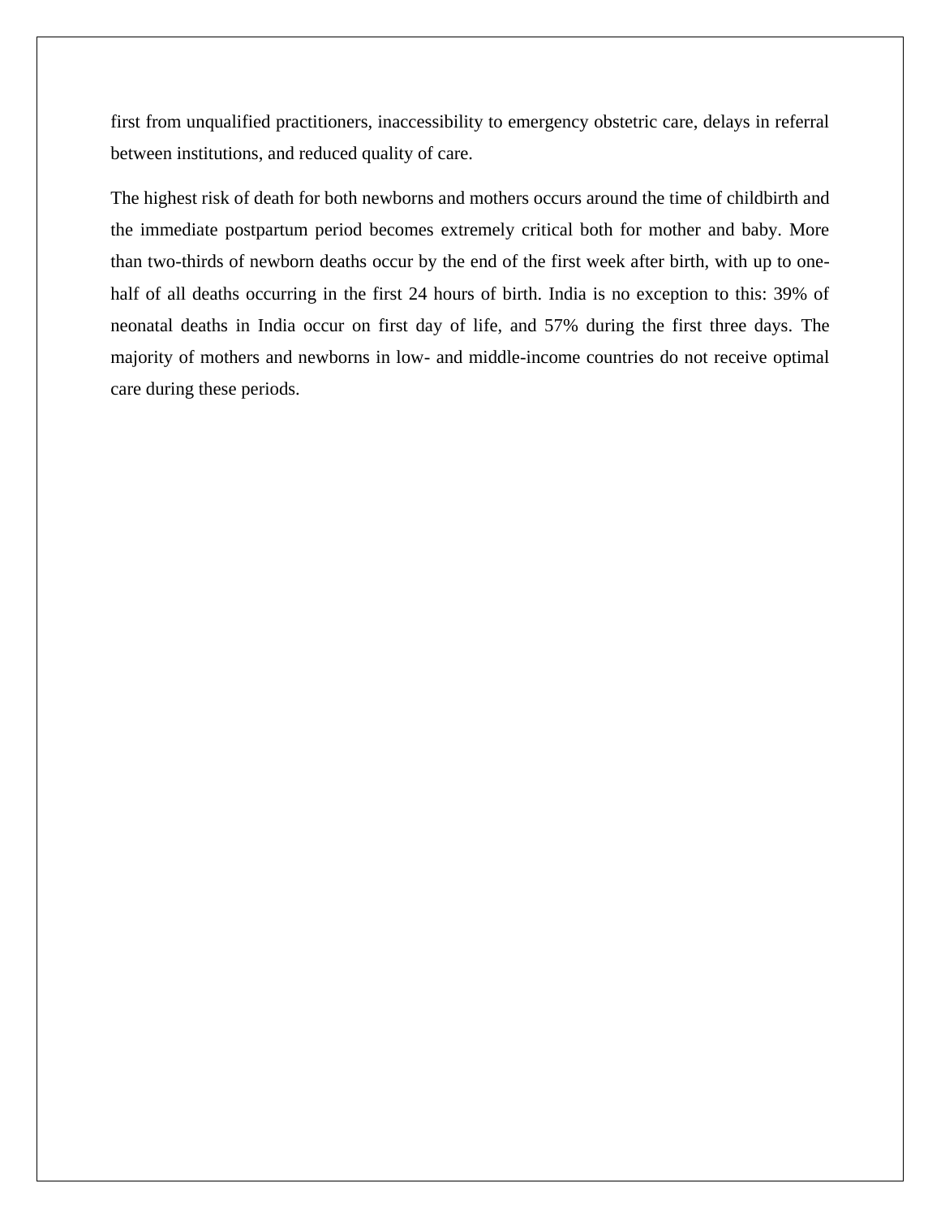first from unqualified practitioners, inaccessibility to emergency obstetric care, delays in referral between institutions, and reduced quality of care.

The highest risk of death for both newborns and mothers occurs around the time of childbirth and the immediate postpartum period becomes extremely critical both for mother and baby. More than two-thirds of newborn deaths occur by the end of the first week after birth, with up to one-half of all deaths occurring in the first 24 hours of birth. India is no exception to this: 39% of neonatal deaths in India occur on first day of life, and 57% during the first three days. The majority of mothers and newborns in low- and middle-income countries do not receive optimal care during these periods.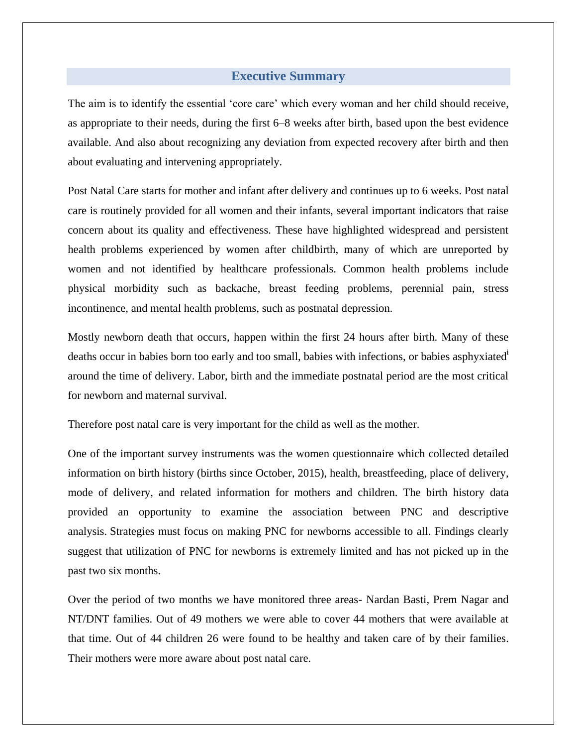## Executive Summary

The aim is to identify the essential 'core care' which every woman and her child should receive, as appropriate to their needs, during the first 6–8 weeks after birth, based upon the best evidence available. And also about recognizing any deviation from expected recovery after birth and then about evaluating and intervening appropriately.

Post Natal Care starts for mother and infant after delivery and continues up to 6 weeks. Post natal care is routinely provided for all women and their infants, several important indicators that raise concern about its quality and effectiveness. These have highlighted widespread and persistent health problems experienced by women after childbirth, many of which are unreported by women and not identified by healthcare professionals. Common health problems include physical morbidity such as backache, breast feeding problems, perennial pain, stress incontinence, and mental health problems, such as postnatal depression.

Mostly newborn death that occurs, happen within the first 24 hours after birth. Many of these deaths occur in babies born too early and too small, babies with infections, or babies asphyxiated[i] around the time of delivery. Labor, birth and the immediate postnatal period are the most critical for newborn and maternal survival.

Therefore post natal care is very important for the child as well as the mother.

One of the important survey instruments was the women questionnaire which collected detailed information on birth history (births since October, 2015), health, breastfeeding, place of delivery, mode of delivery, and related information for mothers and children. The birth history data provided an opportunity to examine the association between PNC and descriptive analysis. Strategies must focus on making PNC for newborns accessible to all. Findings clearly suggest that utilization of PNC for newborns is extremely limited and has not picked up in the past two six months.

Over the period of two months we have monitored three areas- Nardan Basti, Prem Nagar and NT/DNT families. Out of 49 mothers we were able to cover 44 mothers that were available at that time. Out of 44 children 26 were found to be healthy and taken care of by their families. Their mothers were more aware about post natal care.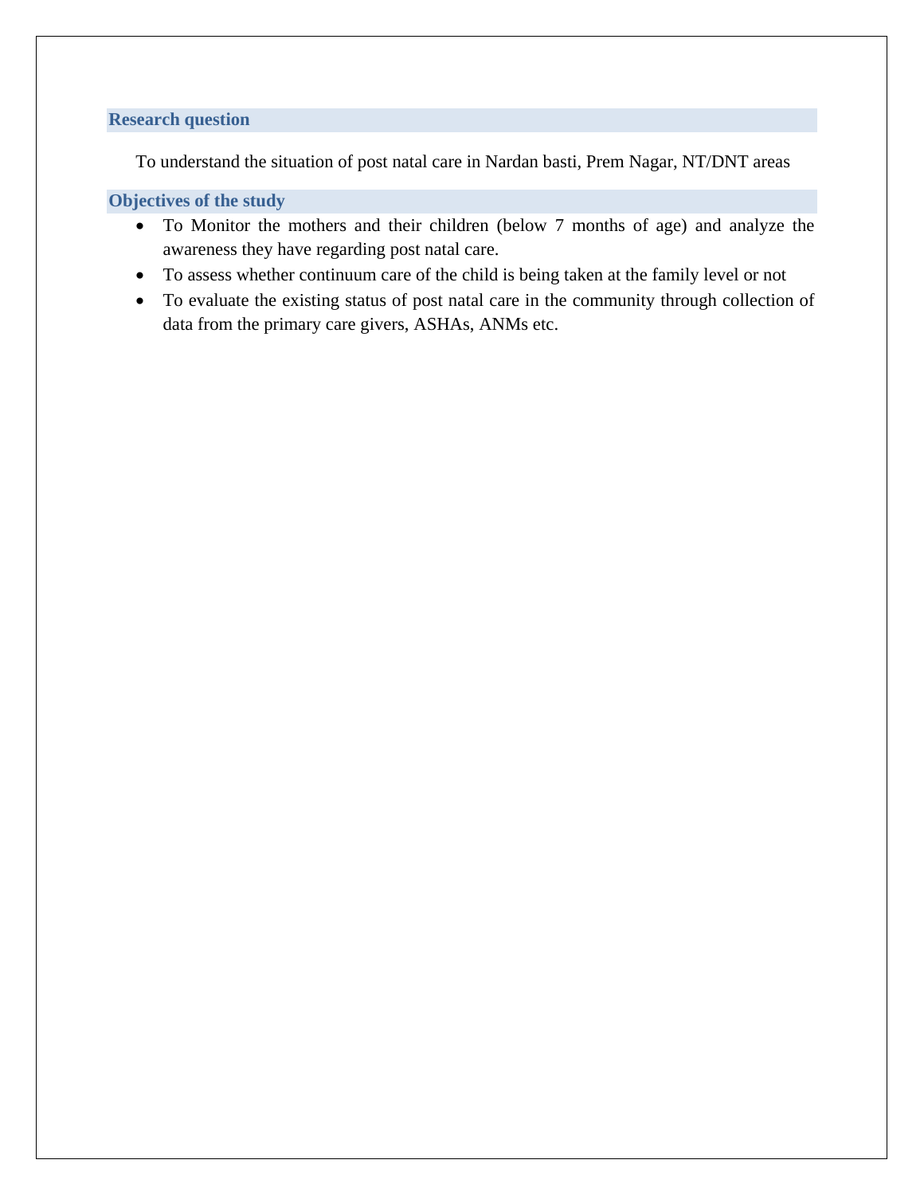## Research question

To understand the situation of post natal care in Nardan basti, Prem Nagar, NT/DNT areas

## Objectives of the study

- To Monitor the mothers and their children (below 7 months of age) and analyze the awareness they have regarding post natal care.
- To assess whether continuum care of the child is being taken at the family level or not
- To evaluate the existing status of post natal care in the community through collection of data from the primary care givers, ASHAs, ANMs etc.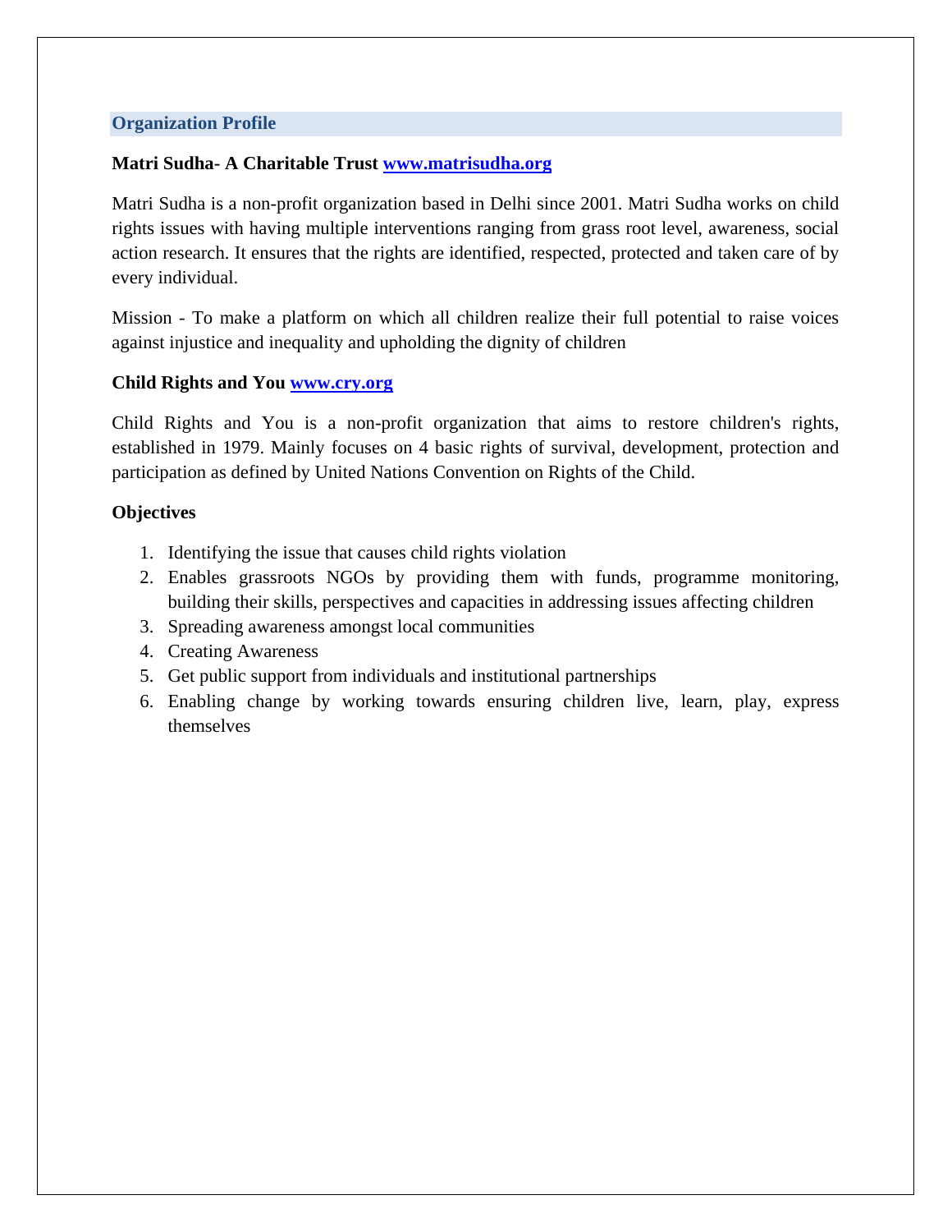## Organization Profile

**Matri Sudha- A Charitable Trust [www.matrisudha.org](http://www.matrisudha.org)**

Matri Sudha is a non-profit organization based in Delhi since 2001. Matri Sudha works on child rights issues with having multiple interventions ranging from grass root level, awareness, social action research. It ensures that the rights are identified, respected, protected and taken care of by every individual.

Mission - To make a platform on which all children realize their full potential to raise voices against injustice and inequality and upholding the dignity of children

**Child Rights and You [www.cry.org](http://www.cry.org)**

Child Rights and You is a non-profit organization that aims to restore children's rights, established in 1979. Mainly focuses on 4 basic rights of survival, development, protection and participation as defined by United Nations Convention on Rights of the Child.

**Objectives**

1. Identifying the issue that causes child rights violation
2. Enables grassroots NGOs by providing them with funds, programme monitoring, building their skills, perspectives and capacities in addressing issues affecting children
3. Spreading awareness amongst local communities
4. Creating Awareness
5. Get public support from individuals and institutional partnerships
6. Enabling change by working towards ensuring children live, learn, play, express themselves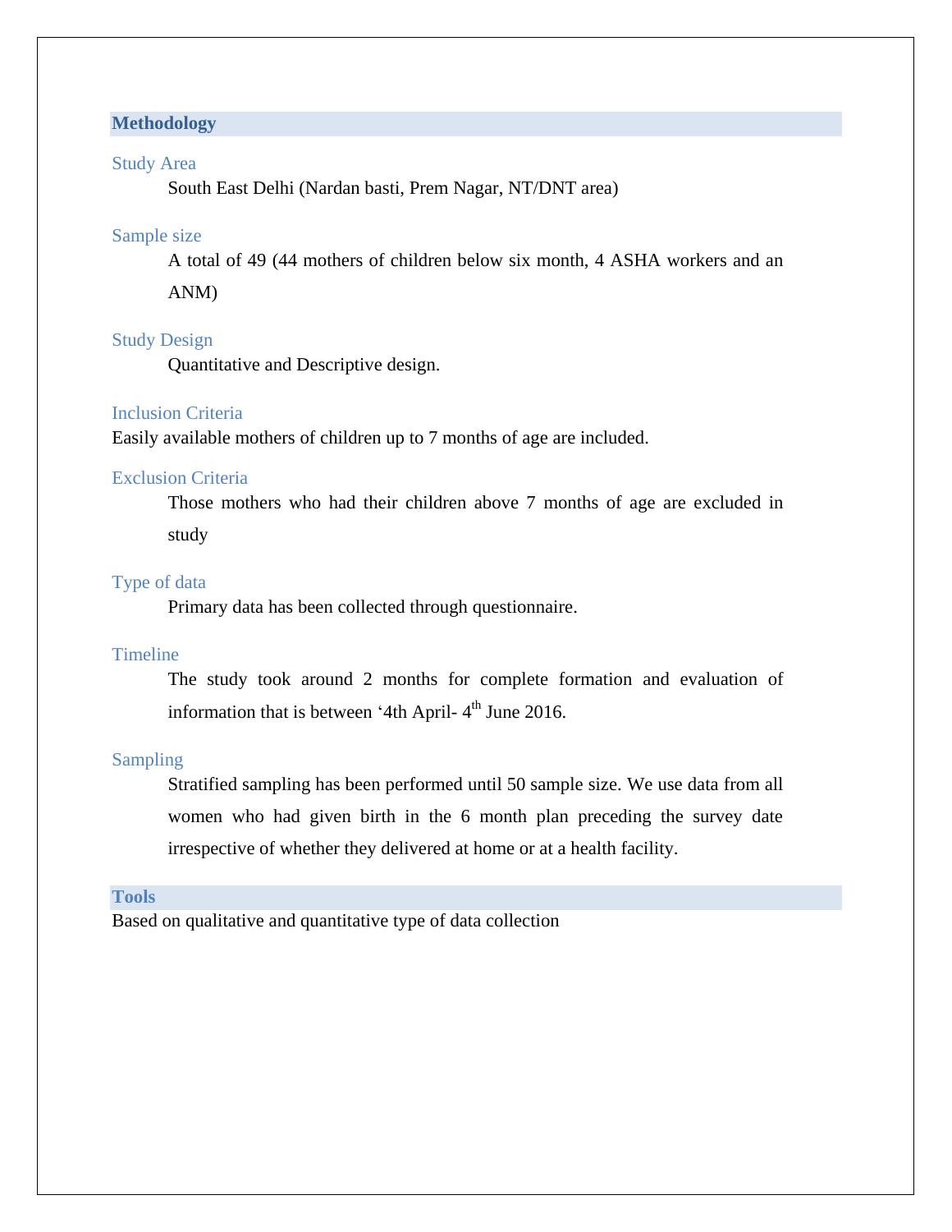## Methodology

### Study Area

South East Delhi (Nardan basti, Prem Nagar, NT/DNT area)

### Sample size

A total of 49 (44 mothers of children below six month, 4 ASHA workers and an ANM)

### Study Design

Quantitative and Descriptive design.

### Inclusion Criteria

Easily available mothers of children up to 7 months of age are included.

### Exclusion Criteria

Those mothers who had their children above 7 months of age are excluded in study

### Type of data

Primary data has been collected through questionnaire.

### Timeline

The study took around 2 months for complete formation and evaluation of information that is between '4th April- 4th June 2016.

### Sampling

Stratified sampling has been performed until 50 sample size. We use data from all women who had given birth in the 6 month plan preceding the survey date irrespective of whether they delivered at home or at a health facility.

## Tools

Based on qualitative and quantitative type of data collection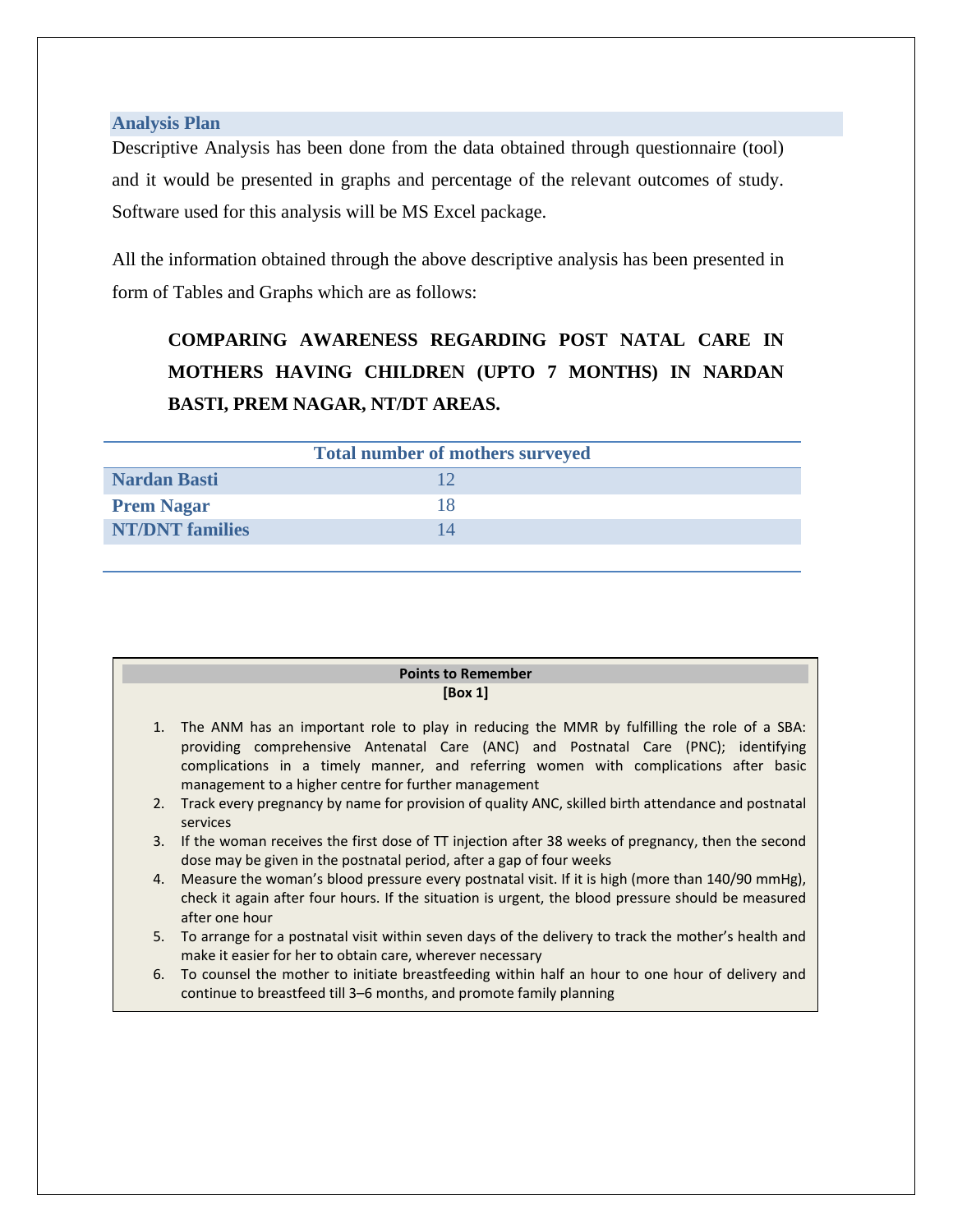## Analysis Plan

Descriptive Analysis has been done from the data obtained through questionnaire (tool) and it would be presented in graphs and percentage of the relevant outcomes of study. Software used for this analysis will be MS Excel package.

All the information obtained through the above descriptive analysis has been presented in form of Tables and Graphs which are as follows:

**COMPARING AWARENESS REGARDING POST NATAL CARE IN MOTHERS HAVING CHILDREN (UPTO 7 MONTHS) IN NARDAN BASTI, PREM NAGAR, NT/DT AREAS.**

| | Total number of mothers surveyed |
|---|---|
| **Nardan Basti** | 12 |
| **Prem Nagar** | 18 |
| **NT/DNT families** | 14 |

**Points to Remember**
**[Box 1]**

1. The ANM has an important role to play in reducing the MMR by fulfilling the role of a SBA: providing comprehensive Antenatal Care (ANC) and Postnatal Care (PNC); identifying complications in a timely manner, and referring women with complications after basic management to a higher centre for further management
2. Track every pregnancy by name for provision of quality ANC, skilled birth attendance and postnatal services
3. If the woman receives the first dose of TT injection after 38 weeks of pregnancy, then the second dose may be given in the postnatal period, after a gap of four weeks
4. Measure the woman's blood pressure every postnatal visit. If it is high (more than 140/90 mmHg), check it again after four hours. If the situation is urgent, the blood pressure should be measured after one hour
5. To arrange for a postnatal visit within seven days of the delivery to track the mother's health and make it easier for her to obtain care, wherever necessary
6. To counsel the mother to initiate breastfeeding within half an hour to one hour of delivery and continue to breastfeed till 3–6 months, and promote family planning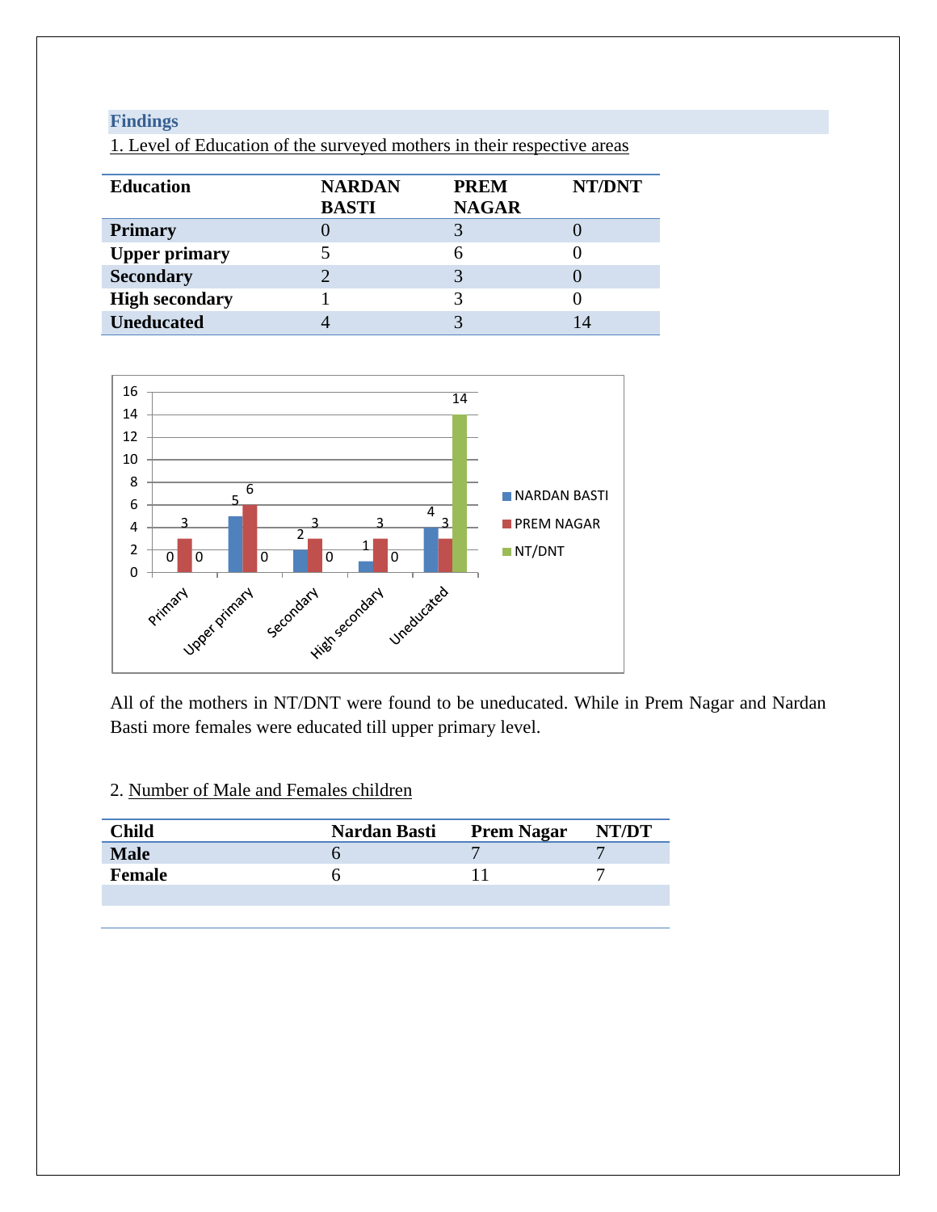## Findings

1. Level of Education of the surveyed mothers in their respective areas

| Education | NARDAN BASTI | PREM NAGAR | NT/DNT |
|---|---|---|---|
| Primary | 0 | 3 | 0 |
| Upper primary | 5 | 6 | 0 |
| Secondary | 2 | 3 | 0 |
| High secondary | 1 | 3 | 0 |
| Uneducated | 4 | 3 | 14 |

All of the mothers in NT/DNT were found to be uneducated. While in Prem Nagar and Nardan Basti more females were educated till upper primary level.

2. Number of Male and Females children

| Child | Nardan Basti | Prem Nagar | NT/DT |
|---|---|---|---|
| Male | 6 | 7 | 7 |
| Female | 6 | 11 | 7 |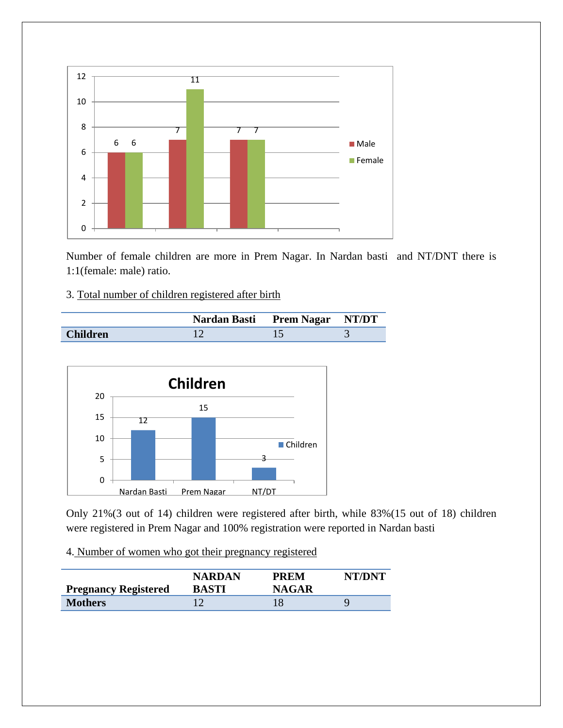| | | |
|---|---|---|
| Male | 6 | 7 | 7 |
| Female | 6 | 11 | 7 |

Number of female children are more in Prem Nagar. In Nardan basti and NT/DNT there is 1:1(female: male) ratio.

3. Total number of children registered after birth

| | Nardan Basti | Prem Nagar | NT/DT |
|---|---|---|---|
| **Children** | 12 | 15 | 3 |

**Children**

| | Nardan Basti | Prem Nagar | NT/DT |
|---|---|---|---|
| Children | 12 | 15 | 3 |

Only 21%(3 out of 14) children were registered after birth, while 83%(15 out of 18) children were registered in Prem Nagar and 100% registration were reported in Nardan basti

4. Number of women who got their pregnancy registered

| Pregnancy Registered | NARDAN BASTI | PREM NAGAR | NT/DNT |
|---|---|---|---|
| **Mothers** | 12 | 18 | 9 |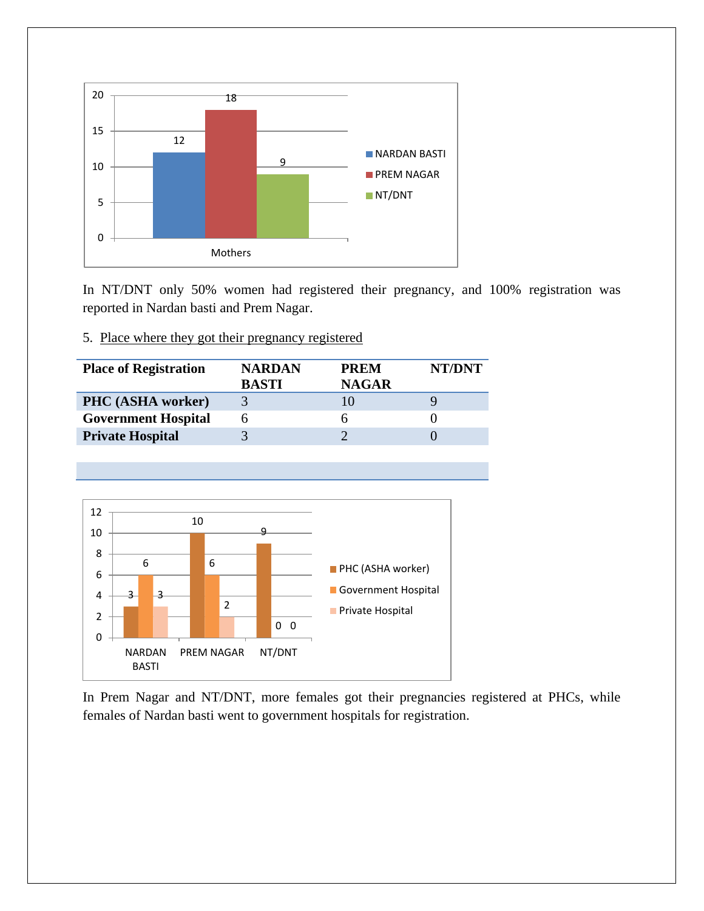In NT/DNT only 50% women had registered their pregnancy, and 100% registration was reported in Nardan basti and Prem Nagar.

5. Place where they got their pregnancy registered

| Place of Registration | NARDAN BASTI | PREM NAGAR | NT/DNT |
|---|---|---|---|
| **PHC (ASHA worker)** | 3 | 10 | 9 |
| **Government Hospital** | 6 | 6 | 0 |
| **Private Hospital** | 3 | 2 | 0 |

In Prem Nagar and NT/DNT, more females got their pregnancies registered at PHCs, while females of Nardan basti went to government hospitals for registration.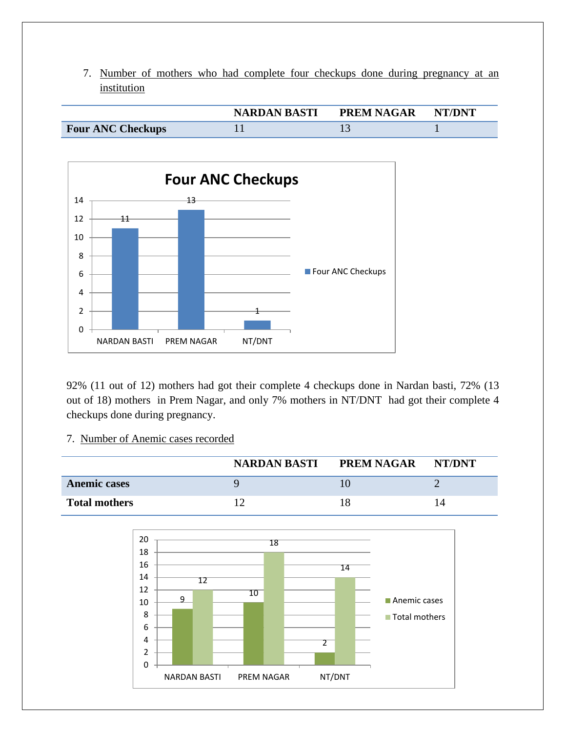7. Number of mothers who had complete four checkups done during pregnancy at an institution

| | NARDAN BASTI | PREM NAGAR | NT/DNT |
|---|---|---|---|
| **Four ANC Checkups** | 11 | 13 | 1 |

92% (11 out of 12) mothers had got their complete 4 checkups done in Nardan basti, 72% (13 out of 18) mothers in Prem Nagar, and only 7% mothers in NT/DNT had got their complete 4 checkups done during pregnancy.

7. Number of Anemic cases recorded

| | NARDAN BASTI | PREM NAGAR | NT/DNT |
|---|---|---|---|
| **Anemic cases** | 9 | 10 | 2 |
| **Total mothers** | 12 | 18 | 14 |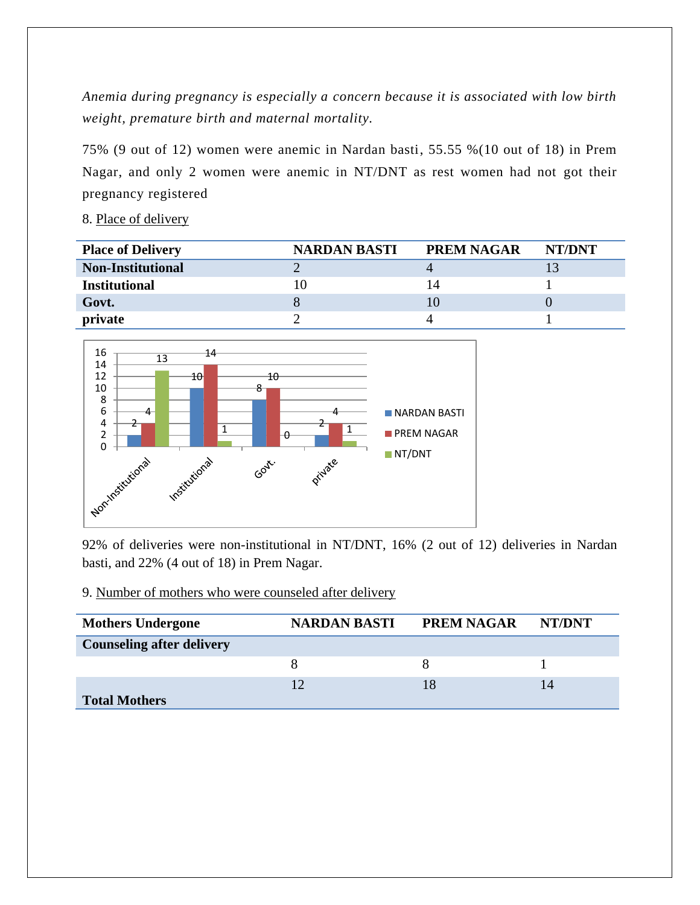*Anemia during pregnancy is especially a concern because it is associated with low birth weight, premature birth and maternal mortality.*

75% (9 out of 12) women were anemic in Nardan basti, 55.55 %(10 out of 18) in Prem Nagar, and only 2 women were anemic in NT/DNT as rest women had not got their pregnancy registered

8. Place of delivery

| Place of Delivery | NARDAN BASTI | PREM NAGAR | NT/DNT |
|---|---|---|---|
| **Non-Institutional** | 2 | 4 | 13 |
| **Institutional** | 10 | 14 | 1 |
| **Govt.** | 8 | 10 | 0 |
| **private** | 2 | 4 | 1 |

92% of deliveries were non-institutional in NT/DNT, 16% (2 out of 12) deliveries in Nardan basti, and 22% (4 out of 18) in Prem Nagar.

9. Number of mothers who were counseled after delivery

| Mothers Undergone | NARDAN BASTI | PREM NAGAR | NT/DNT |
|---|---|---|---|
| **Counseling after delivery** | | | |
| | 8 | 8 | 1 |
| **Total Mothers** | 12 | 18 | 14 |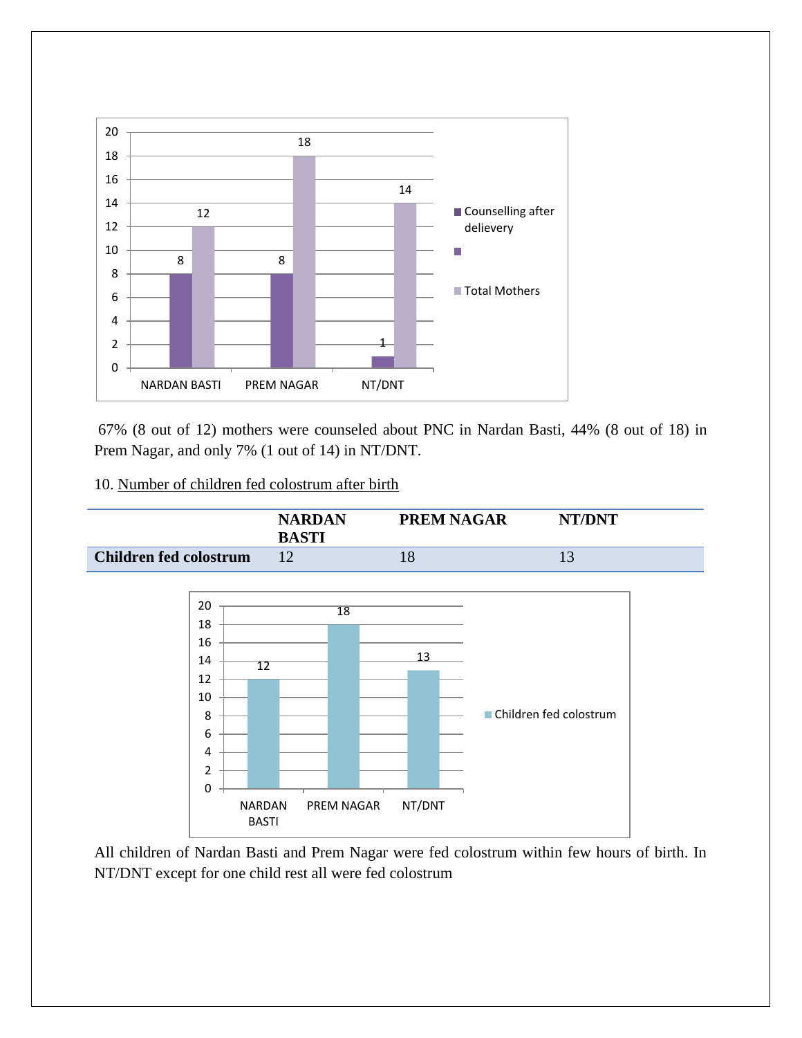67% (8 out of 12) mothers were counseled about PNC in Nardan Basti, 44% (8 out of 18) in Prem Nagar, and only 7% (1 out of 14) in NT/DNT.

10. Number of children fed colostrum after birth

| | NARDAN BASTI | PREM NAGAR | NT/DNT |
|---|---|---|---|
| **Children fed colostrum** | 12 | 18 | 13 |

All children of Nardan Basti and Prem Nagar were fed colostrum within few hours of birth. In NT/DNT except for one child rest all were fed colostrum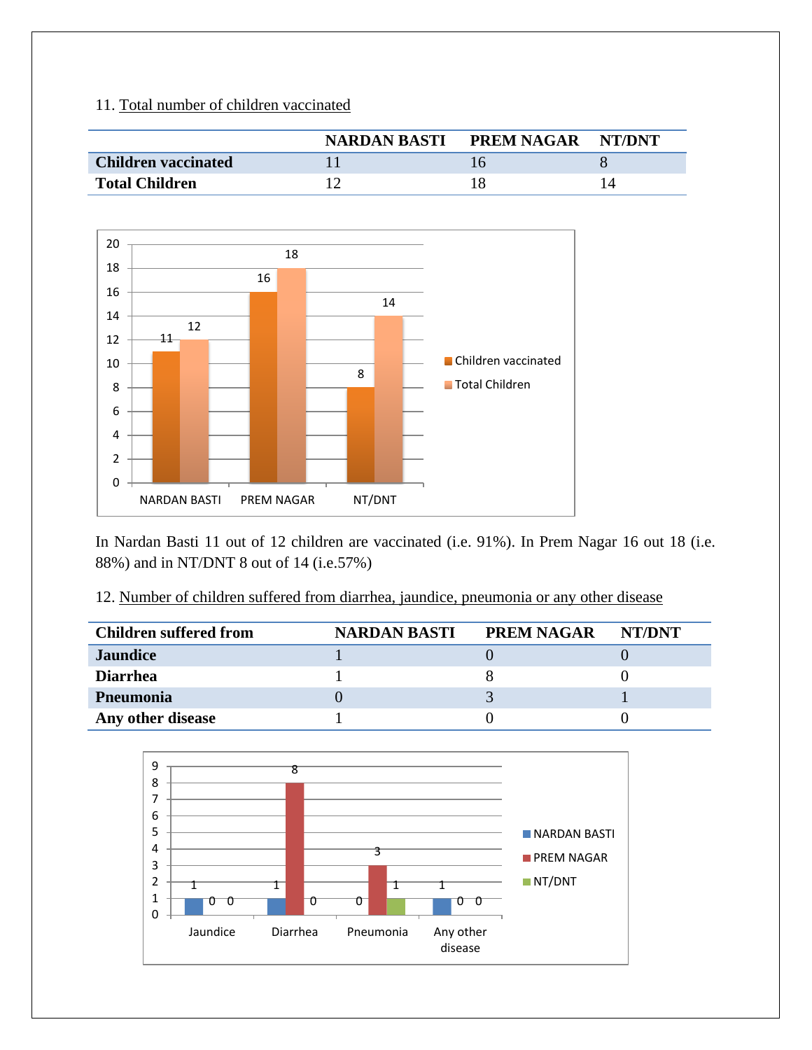11. Total number of children vaccinated

| | NARDAN BASTI | PREM NAGAR | NT/DNT |
|---|---|---|---|
| **Children vaccinated** | 11 | 16 | 8 |
| **Total Children** | 12 | 18 | 14 |

In Nardan Basti 11 out of 12 children are vaccinated (i.e. 91%). In Prem Nagar 16 out 18 (i.e. 88%) and in NT/DNT 8 out of 14 (i.e.57%)

12. Number of children suffered from diarrhea, jaundice, pneumonia or any other disease

| Children suffered from | NARDAN BASTI | PREM NAGAR | NT/DNT |
|---|---|---|---|
| **Jaundice** | 1 | 0 | 0 |
| **Diarrhea** | 1 | 8 | 0 |
| **Pneumonia** | 0 | 3 | 1 |
| **Any other disease** | 1 | 0 | 0 |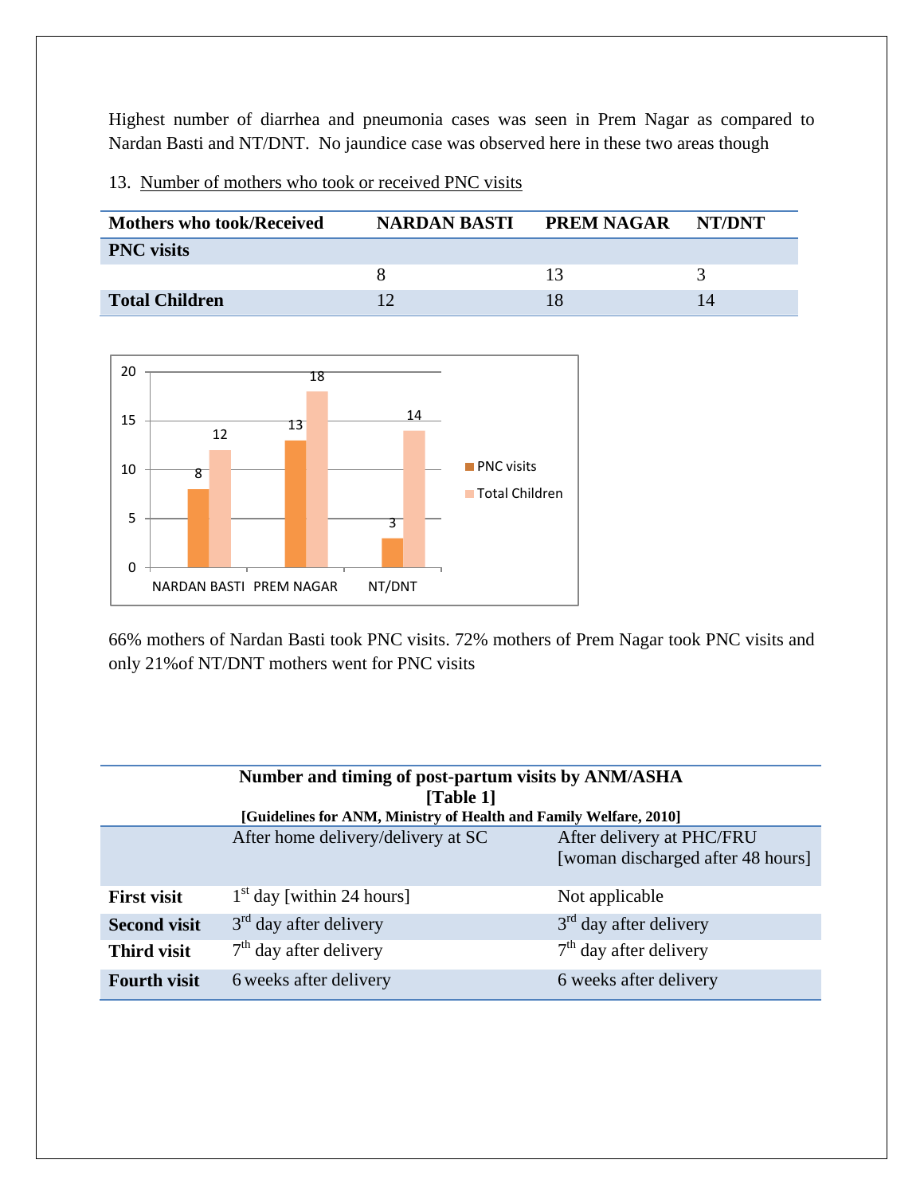Highest number of diarrhea and pneumonia cases was seen in Prem Nagar as compared to Nardan Basti and NT/DNT. No jaundice case was observed here in these two areas though

13. Number of mothers who took or received PNC visits

| Mothers who took/Received | NARDAN BASTI | PREM NAGAR | NT/DNT |
|---|---|---|---|
| PNC visits | | | |
| | 8 | 13 | 3 |
| Total Children | 12 | 18 | 14 |

66% mothers of Nardan Basti took PNC visits. 72% mothers of Prem Nagar took PNC visits and only 21%of NT/DNT mothers went for PNC visits

**Number and timing of post-partum visits by ANM/ASHA**
**[Table 1]**
**[Guidelines for ANM, Ministry of Health and Family Welfare, 2010]**

| | After home delivery/delivery at SC | After delivery at PHC/FRU [woman discharged after 48 hours] |
|---|---|---|
| **First visit** | 1st day [within 24 hours] | Not applicable |
| **Second visit** | 3rd day after delivery | 3rd day after delivery |
| **Third visit** | 7th day after delivery | 7th day after delivery |
| **Fourth visit** | 6 weeks after delivery | 6 weeks after delivery |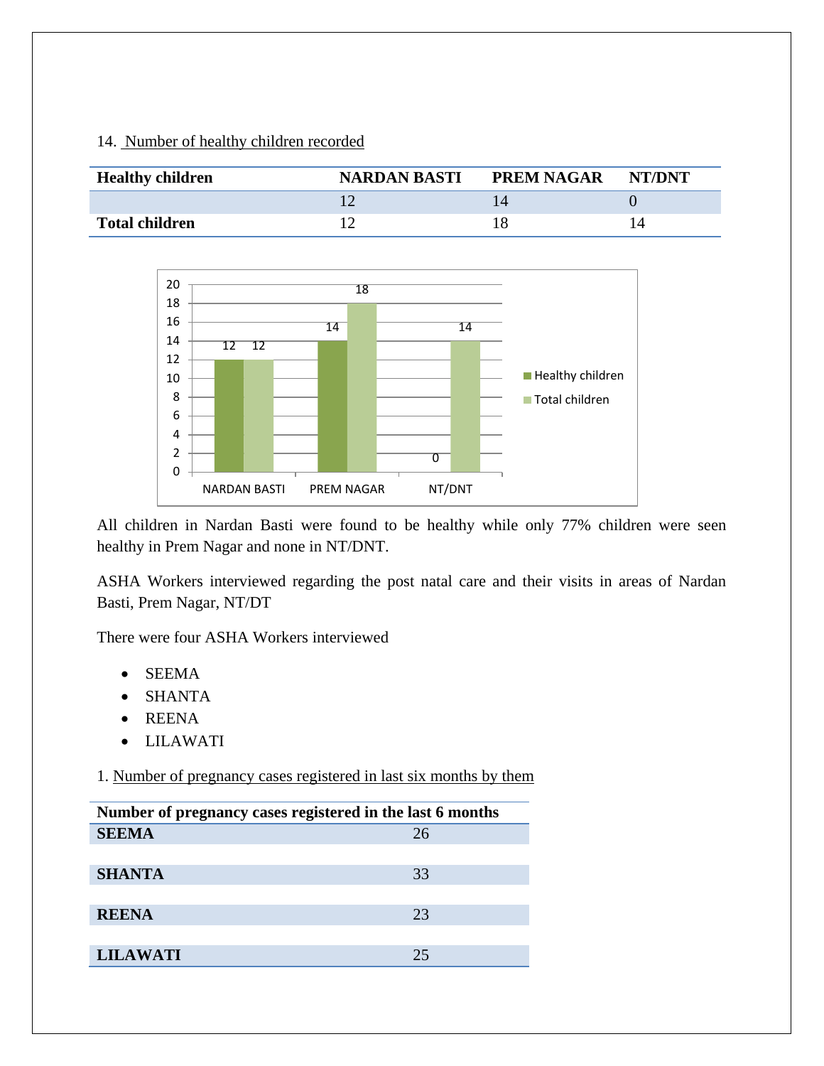14. Number of healthy children recorded

| Healthy children | NARDAN BASTI | PREM NAGAR | NT/DNT |
|---|---|---|---|
| | 12 | 14 | 0 |
| **Total children** | 12 | 18 | 14 |

All children in Nardan Basti were found to be healthy while only 77% children were seen healthy in Prem Nagar and none in NT/DNT.

ASHA Workers interviewed regarding the post natal care and their visits in areas of Nardan Basti, Prem Nagar, NT/DT

There were four ASHA Workers interviewed

- SEEMA
- SHANTA
- REENA
- LILAWATI

1. Number of pregnancy cases registered in last six months by them

| Number of pregnancy cases registered in the last 6 months | |
|---|---|
| **SEEMA** | 26 |
| **SHANTA** | 33 |
| **REENA** | 23 |
| **LILAWATI** | 25 |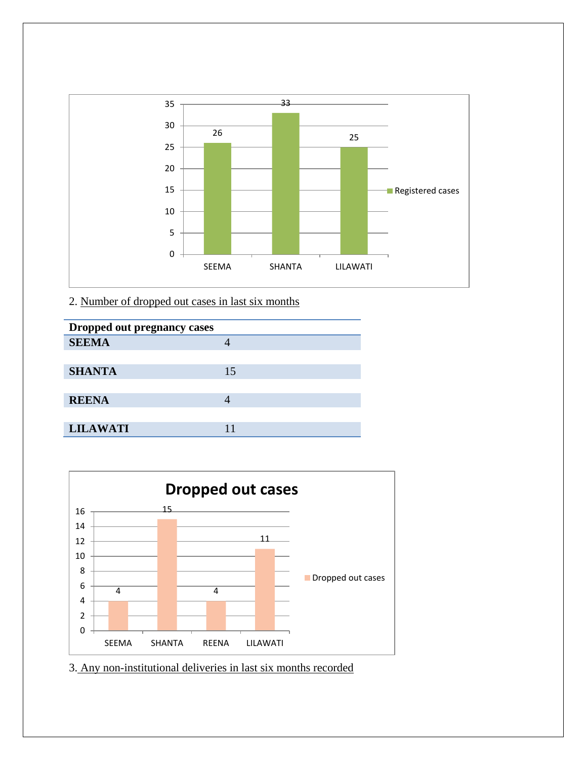2. Number of dropped out cases in last six months

| Dropped out pregnancy cases | |
|---|---|
| **SEEMA** | 4 |
| **SHANTA** | 15 |
| **REENA** | 4 |
| **LILAWATI** | 11 |

3. Any non-institutional deliveries in last six months recorded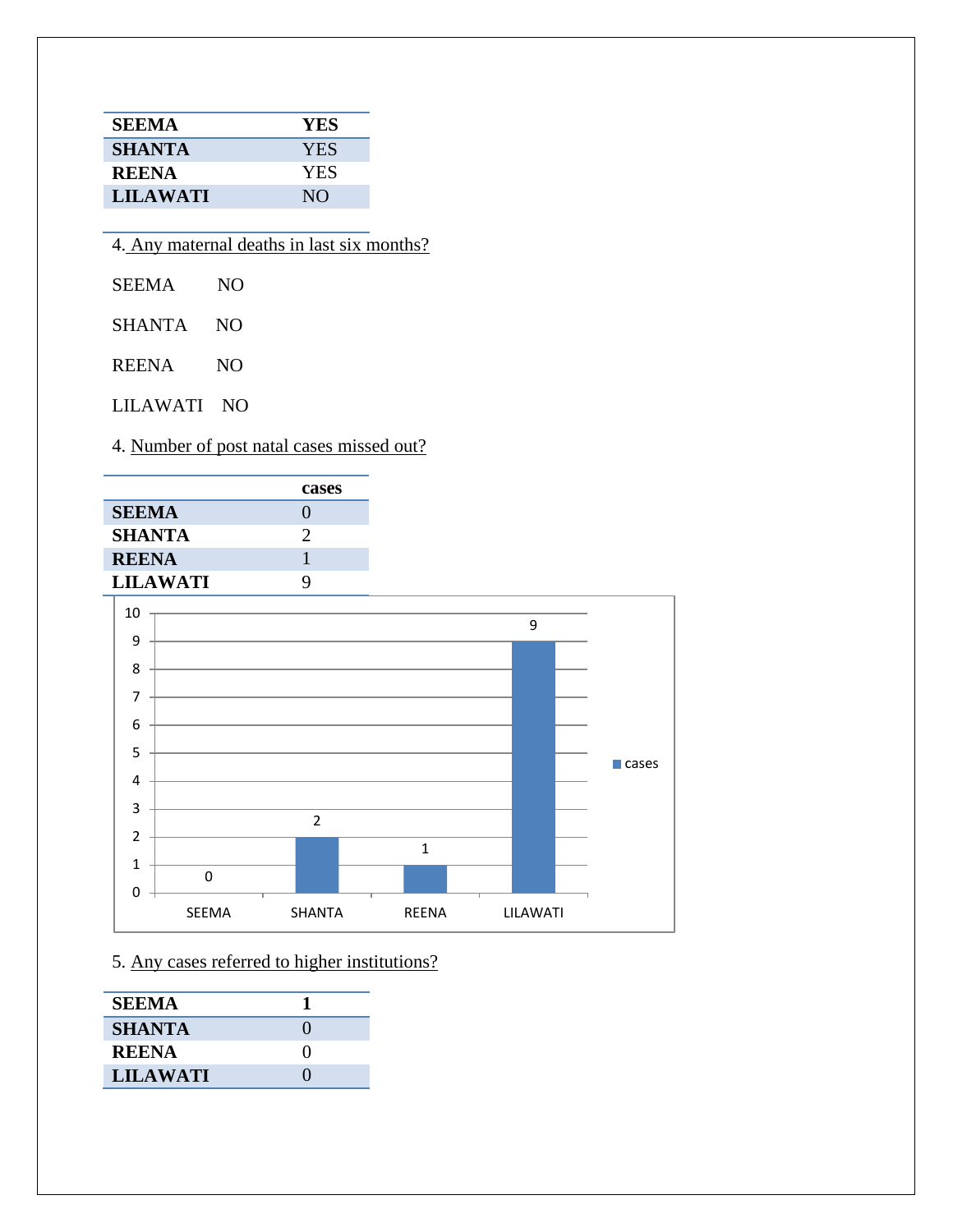| SEEMA | YES |
|---|---|
| SHANTA | YES |
| REENA | YES |
| LILAWATI | NO |

4. Any maternal deaths in last six months?

SEEMA NO

SHANTA NO

REENA NO

LILAWATI NO

4. Number of post natal cases missed out?

| | cases |
|---|---|
| SEEMA | 0 |
| SHANTA | 2 |
| REENA | 1 |
| LILAWATI | 9 |

5. Any cases referred to higher institutions?

| SEEMA | 1 |
|---|---|
| SHANTA | 0 |
| REENA | 0 |
| LILAWATI | 0 |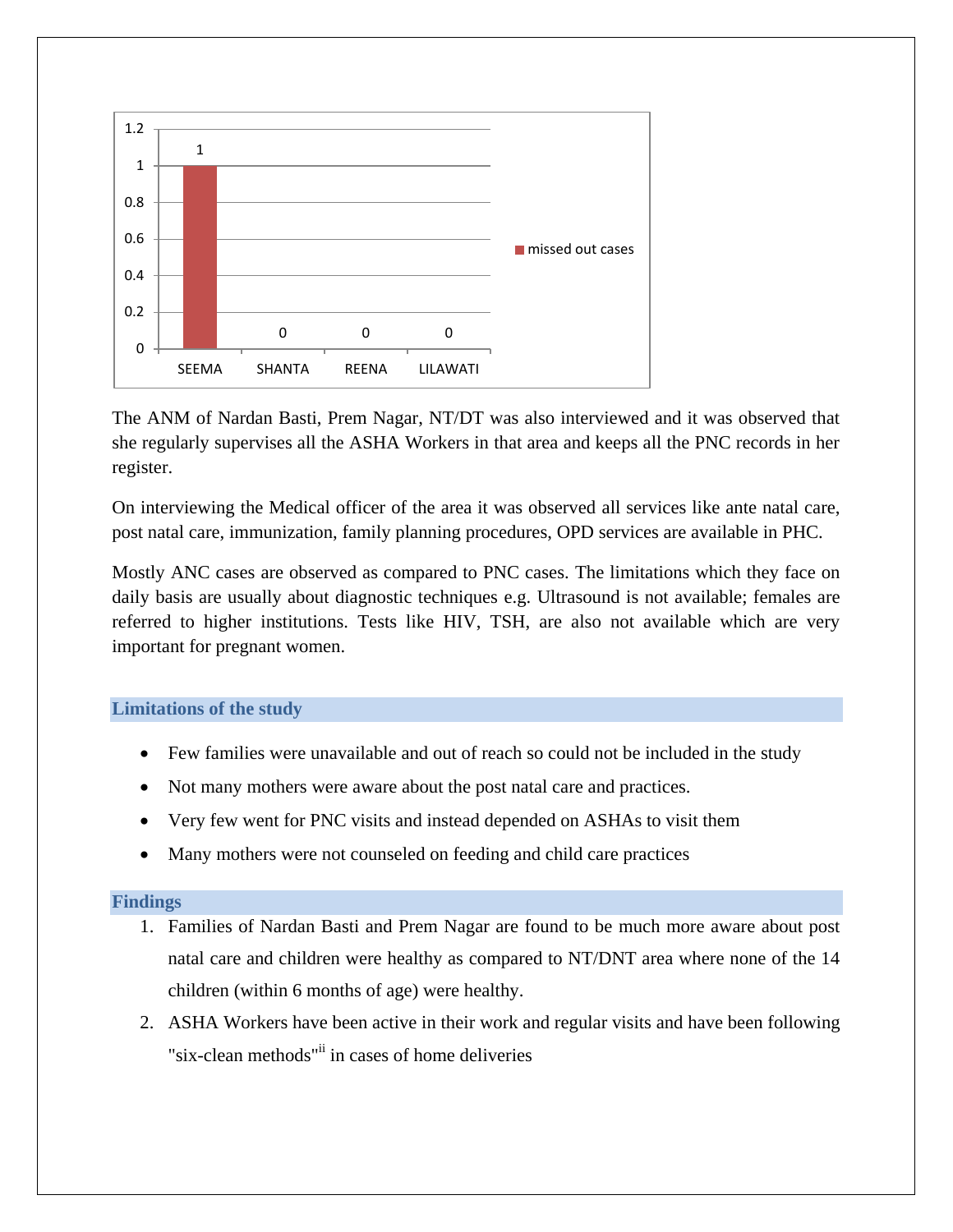| | missed out cases |
|---|---|
| SEEMA | 1 |
| SHANTA | 0 |
| REENA | 0 |
| LILAWATI | 0 |

The ANM of Nardan Basti, Prem Nagar, NT/DT was also interviewed and it was observed that she regularly supervises all the ASHA Workers in that area and keeps all the PNC records in her register.

On interviewing the Medical officer of the area it was observed all services like ante natal care, post natal care, immunization, family planning procedures, OPD services are available in PHC.

Mostly ANC cases are observed as compared to PNC cases. The limitations which they face on daily basis are usually about diagnostic techniques e.g. Ultrasound is not available; females are referred to higher institutions. Tests like HIV, TSH, are also not available which are very important for pregnant women.

## Limitations of the study

- Few families were unavailable and out of reach so could not be included in the study
- Not many mothers were aware about the post natal care and practices.
- Very few went for PNC visits and instead depended on ASHAs to visit them
- Many mothers were not counseled on feeding and child care practices

## Findings

1. Families of Nardan Basti and Prem Nagar are found to be much more aware about post natal care and children were healthy as compared to NT/DNT area where none of the 14 children (within 6 months of age) were healthy.
2. ASHA Workers have been active in their work and regular visits and have been following "six-clean methods"[ii] in cases of home deliveries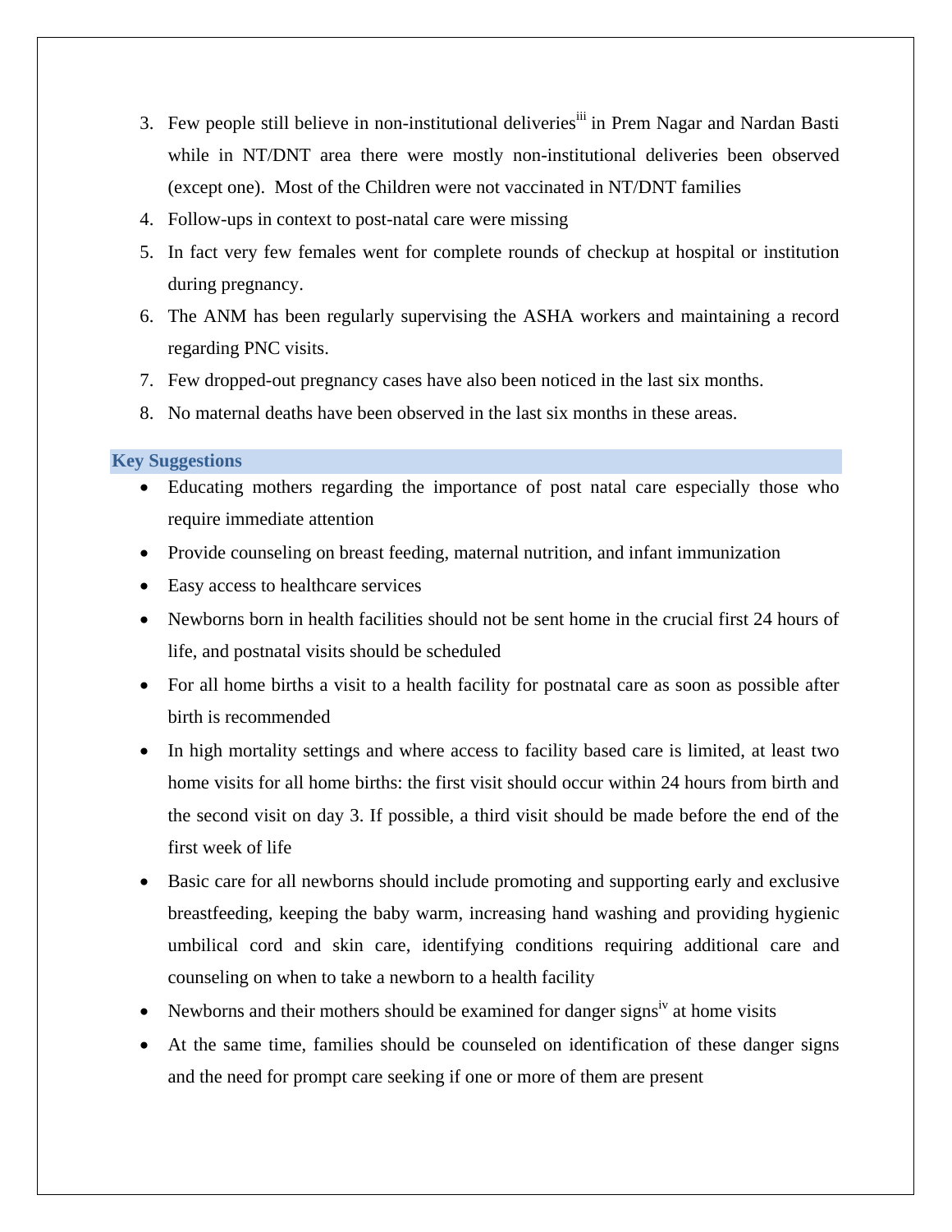3. Few people still believe in non-institutional deliveries[iii] in Prem Nagar and Nardan Basti while in NT/DNT area there were mostly non-institutional deliveries been observed (except one). Most of the Children were not vaccinated in NT/DNT families
4. Follow-ups in context to post-natal care were missing
5. In fact very few females went for complete rounds of checkup at hospital or institution during pregnancy.
6. The ANM has been regularly supervising the ASHA workers and maintaining a record regarding PNC visits.
7. Few dropped-out pregnancy cases have also been noticed in the last six months.
8. No maternal deaths have been observed in the last six months in these areas.

## Key Suggestions

- Educating mothers regarding the importance of post natal care especially those who require immediate attention
- Provide counseling on breast feeding, maternal nutrition, and infant immunization
- Easy access to healthcare services
- Newborns born in health facilities should not be sent home in the crucial first 24 hours of life, and postnatal visits should be scheduled
- For all home births a visit to a health facility for postnatal care as soon as possible after birth is recommended
- In high mortality settings and where access to facility based care is limited, at least two home visits for all home births: the first visit should occur within 24 hours from birth and the second visit on day 3. If possible, a third visit should be made before the end of the first week of life
- Basic care for all newborns should include promoting and supporting early and exclusive breastfeeding, keeping the baby warm, increasing hand washing and providing hygienic umbilical cord and skin care, identifying conditions requiring additional care and counseling on when to take a newborn to a health facility
- Newborns and their mothers should be examined for danger signs[iv] at home visits
- At the same time, families should be counseled on identification of these danger signs and the need for prompt care seeking if one or more of them are present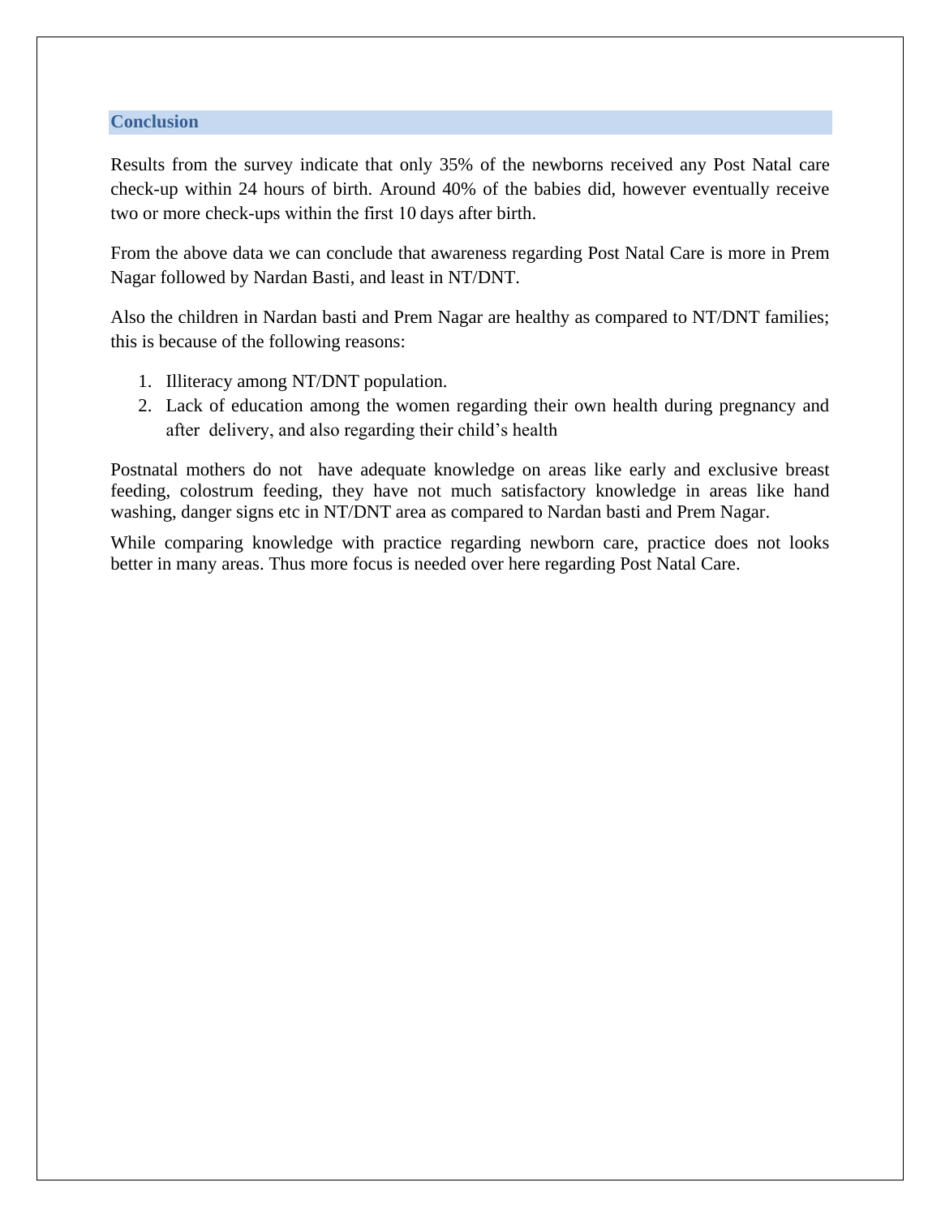## Conclusion

Results from the survey indicate that only 35% of the newborns received any Post Natal care check-up within 24 hours of birth. Around 40% of the babies did, however eventually receive two or more check-ups within the first 10 days after birth.

From the above data we can conclude that awareness regarding Post Natal Care is more in Prem Nagar followed by Nardan Basti, and least in NT/DNT.

Also the children in Nardan basti and Prem Nagar are healthy as compared to NT/DNT families; this is because of the following reasons:

1. Illiteracy among NT/DNT population.
2. Lack of education among the women regarding their own health during pregnancy and after delivery, and also regarding their child's health

Postnatal mothers do not have adequate knowledge on areas like early and exclusive breast feeding, colostrum feeding, they have not much satisfactory knowledge in areas like hand washing, danger signs etc in NT/DNT area as compared to Nardan basti and Prem Nagar.

While comparing knowledge with practice regarding newborn care, practice does not looks better in many areas. Thus more focus is needed over here regarding Post Natal Care.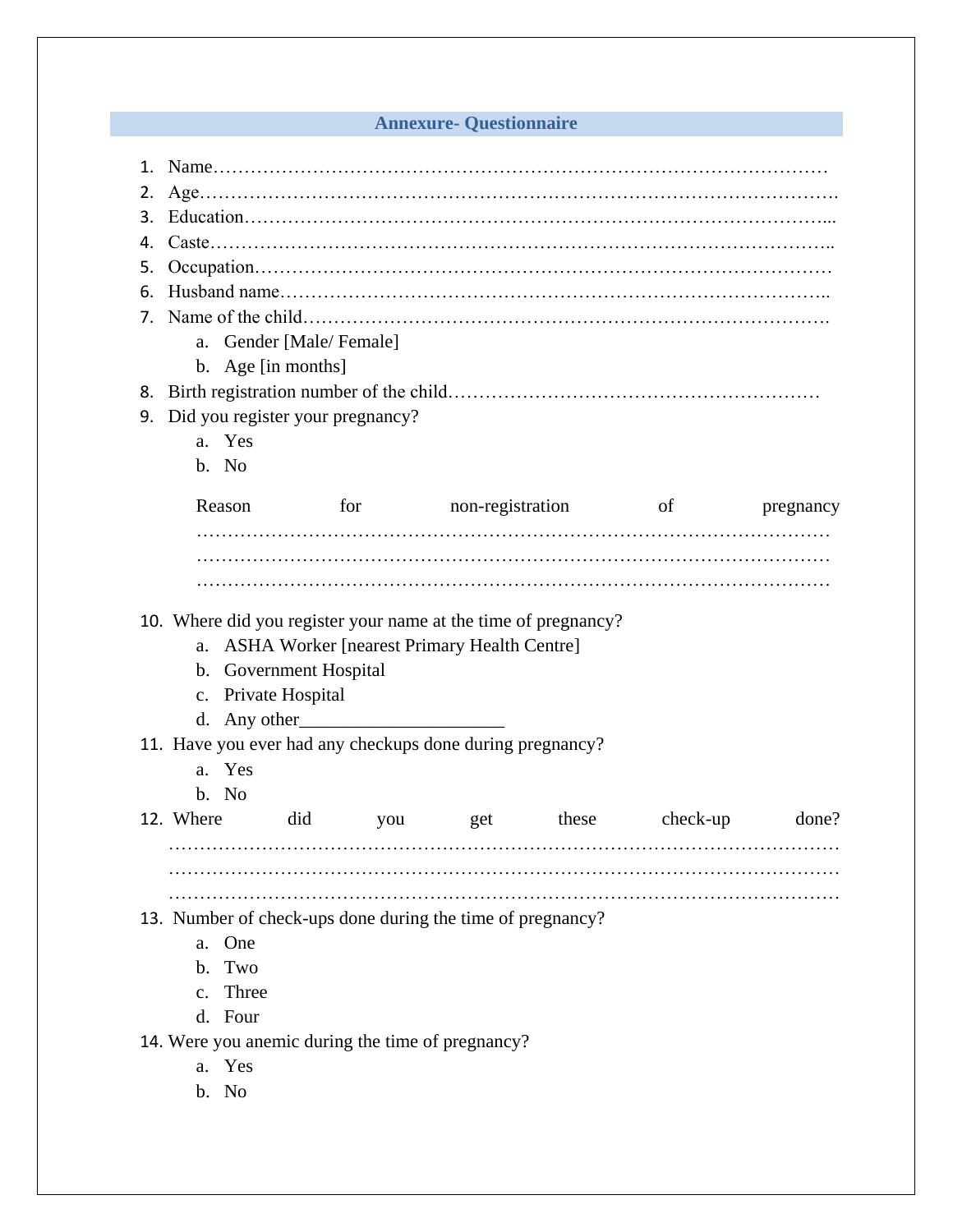## Annexure- Questionnaire

1. Name…………………………………………………………………………………………
2. Age……………………………………………………………………………………………
3. Education……………………………………………………………………………………...
4. Caste…………………………………………………………………………………………..
5. Occupation……………………………………………………………………………………
6. Husband name………………………………………………………………………………..
7. Name of the child…………………………………………………………………………….
   a. Gender [Male/ Female]
   b. Age [in months]
8. Birth registration number of the child…………………………………………………
9. Did you register your pregnancy?
   a. Yes
   b. No

   Reason for non-registration of pregnancy
   …………………………………………………………………………………………
   …………………………………………………………………………………………
   …………………………………………………………………………………………

10. Where did you register your name at the time of pregnancy?
    a. ASHA Worker [nearest Primary Health Centre]
    b. Government Hospital
    c. Private Hospital
    d. Any other_____________________
11. Have you ever had any checkups done during pregnancy?
    a. Yes
    b. No
12. Where did you get these check-up done?
    ……………………………………………………………………………………………
    ……………………………………………………………………………………………
    ……………………………………………………………………………………………
13. Number of check-ups done during the time of pregnancy?
    a. One
    b. Two
    c. Three
    d. Four
14. Were you anemic during the time of pregnancy?
    a. Yes
    b. No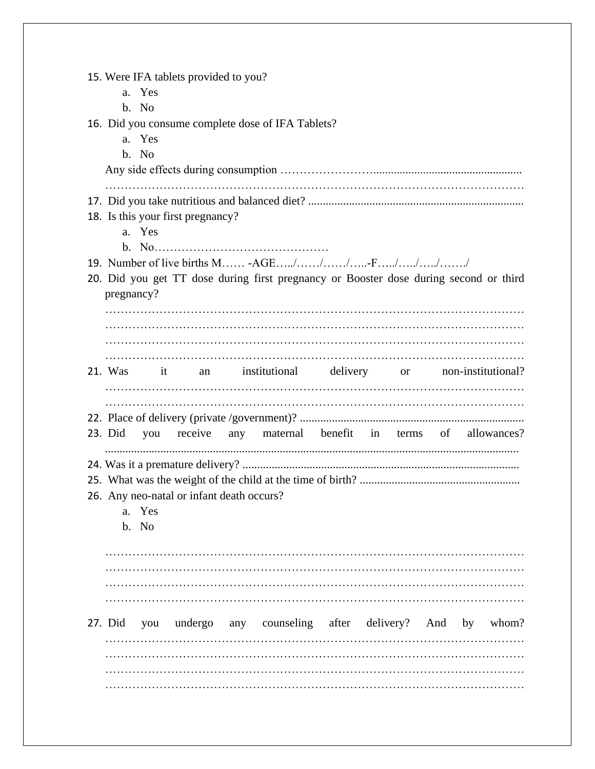15. Were IFA tablets provided to you?
    a. Yes
    b. No
16. Did you consume complete dose of IFA Tablets?
    a. Yes
    b. No

    Any side effects during consumption ……………………...................................................
    …………………………………………………………………………………………………
17. Did you take nutritious and balanced diet? ..........................................................................
18. Is this your first pregnancy?
    a. Yes
    b. No………………………………………
19. Number of live births M…… -AGE…../……/……/…..-F…../…../…../……./
20. Did you get TT dose during first pregnancy or Booster dose during second or third pregnancy?
    …………………………………………………………………………………………………
    …………………………………………………………………………………………………
    …………………………………………………………………………………………………
    …………………………………………………………………………………………………
21. Was it an institutional delivery or non-institutional?
    …………………………………………………………………………………………………
    …………………………………………………………………………………………………
22. Place of delivery (private /government)? .............................................................................
23. Did you receive any maternal benefit in terms of allowances?
    ..............................................................................................................................................
24. Was it a premature delivery? ..............................................................................................
25. What was the weight of the child at the time of birth? .......................................................
26. Any neo-natal or infant death occurs?
    a. Yes
    b. No

    …………………………………………………………………………………………………
    …………………………………………………………………………………………………
    …………………………………………………………………………………………………
    …………………………………………………………………………………………………
27. Did you undergo any counseling after delivery? And by whom?
    …………………………………………………………………………………………………
    …………………………………………………………………………………………………
    …………………………………………………………………………………………………
    …………………………………………………………………………………………………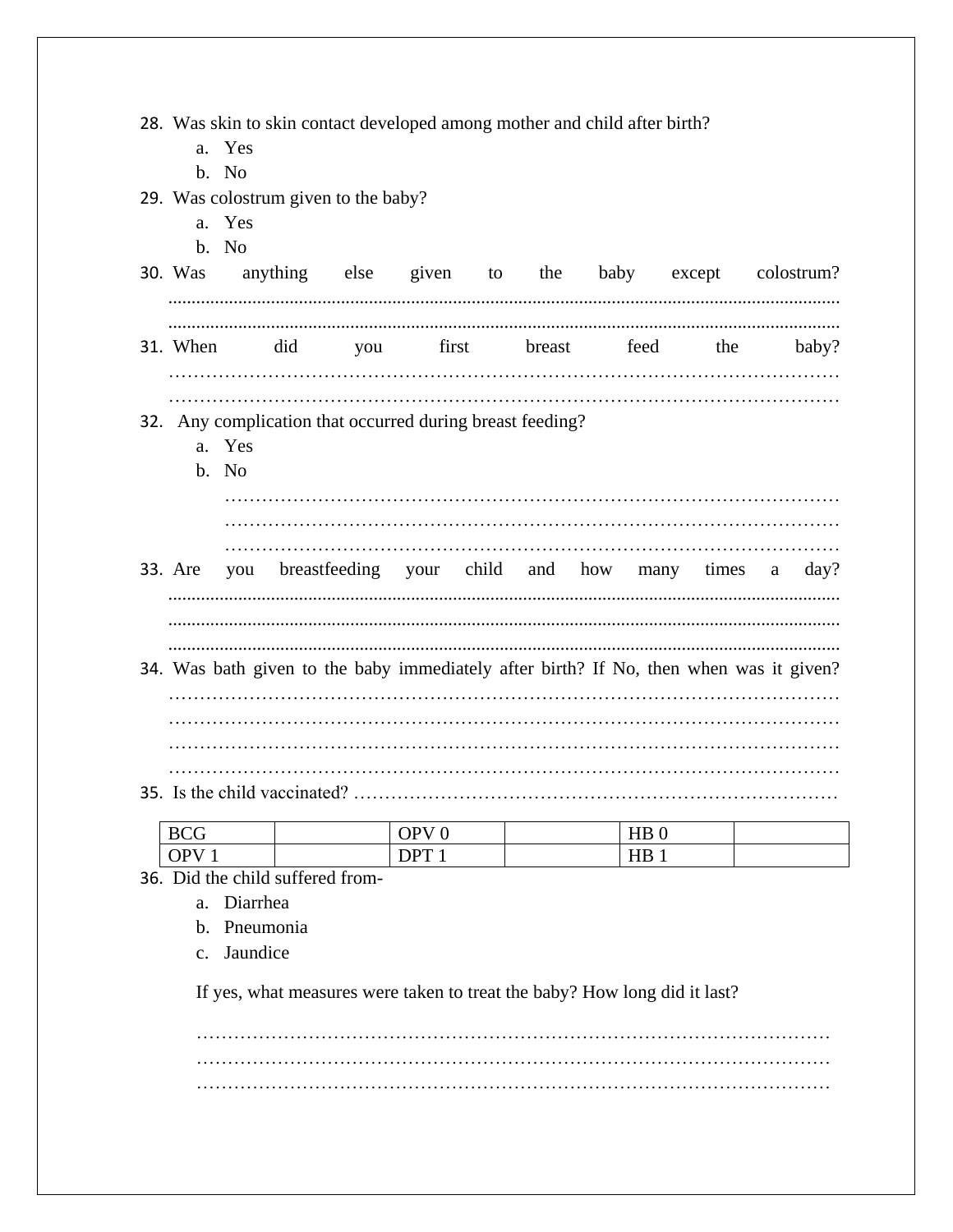28. Was skin to skin contact developed among mother and child after birth?
    a. Yes
    b. No
29. Was colostrum given to the baby?
    a. Yes
    b. No
30. Was anything else given to the baby except colostrum? ....................................................................................................................................................................................................................................................................
31. When did you first breast feed the baby? ……………………………………………………………………………………………………………………………………………………………………………………
32. Any complication that occurred during breast feeding?
    a. Yes
    b. No
    ………………………………………………………………………………………………………………………………………………………………………………………………………………………………………………………………………
33. Are you breastfeeding your child and how many times a day? ..............................................................................................................................................................................................................................................................................................................................................................................................
34. Was bath given to the baby immediately after birth? If No, then when was it given? ……………………………………………………………………………………………………………………………………………………………………………………………………………………………………………………………………………………………………………………………………………………………
35. Is the child vaccinated? ……………………………………………………………………

| BCG | | OPV 0 | | HB 0 | |
|---|---|---|---|---|---|
| OPV 1 | | DPT 1 | | HB 1 | |

36. Did the child suffered from-
    a. Diarrhea
    b. Pneumonia
    c. Jaundice

    If yes, what measures were taken to treat the baby? How long did it last?

    ………………………………………………………………………………………………………………………………………………………………………………………………………………………………………………………………………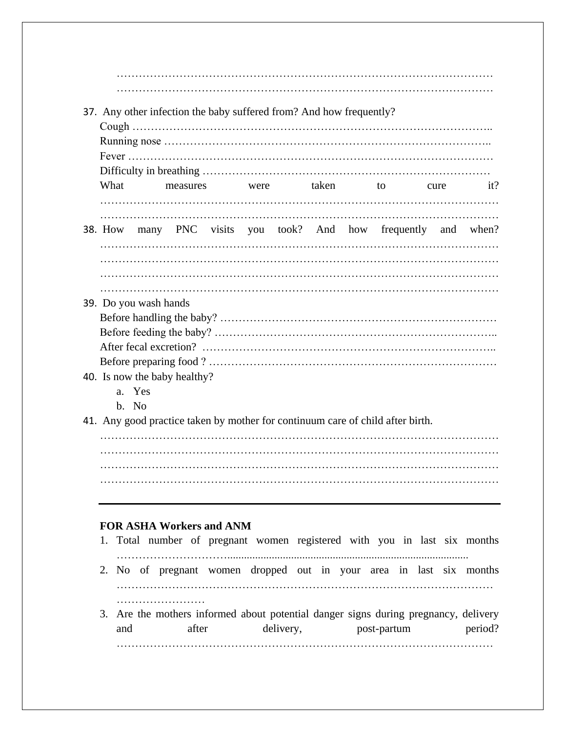………………………………………………………………………………………………
………………………………………………………………………………………………

37. Any other infection the baby suffered from? And how frequently?
    Cough ……………………………………………………………………………………..
    Running nose ………………………………………………………………………………..
    Fever …………………………………………………………………………………………
    Difficulty in breathing ……………………………………………………………………
    What measures were taken to cure it?
    ………………………………………………………………………………………………
    ………………………………………………………………………………………………
38. How many PNC visits you took? And how frequently and when?
    ………………………………………………………………………………………………
    ………………………………………………………………………………………………
    ………………………………………………………………………………………………
    ………………………………………………………………………………………………
39. Do you wash hands
    Before handling the baby? …………………………………………………………………
    Before feeding the baby? …………………………………………………………………..
    After fecal excretion? ……………………………………………………………………..
    Before preparing food ? ……………………………………………………………………
40. Is now the baby healthy?
    a. Yes
    b. No
41. Any good practice taken by mother for continuum care of child after birth.
    ………………………………………………………………………………………………
    ………………………………………………………………………………………………
    ………………………………………………………………………………………………
    ………………………………………………………………………………………………

---

**FOR ASHA Workers and ANM**

1. Total number of pregnant women registered with you in last six months ……………………………..............................................................................................
2. No of pregnant women dropped out in your area in last six months ………………………………………………………………………………………… ……………………
3. Are the mothers informed about potential danger signs during pregnancy, delivery and after delivery, post-partum period? …………………………………………………………………………………………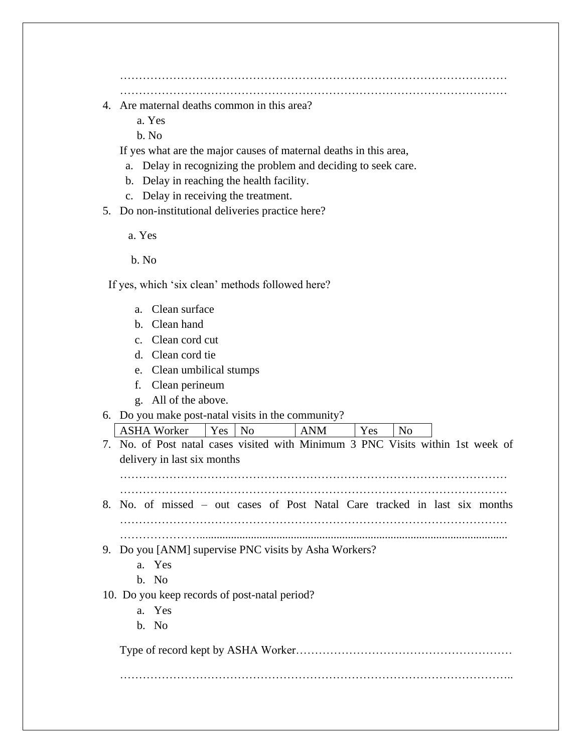…………………………………………………………………………………………

…………………………………………………………………………………………

4. Are maternal deaths common in this area?
   a. Yes
   b. No

   If yes what are the major causes of maternal deaths in this area,
   a. Delay in recognizing the problem and deciding to seek care.
   b. Delay in reaching the health facility.
   c. Delay in receiving the treatment.

5. Do non-institutional deliveries practice here?

   a. Yes

   b. No

   If yes, which 'six clean' methods followed here?

   a. Clean surface
   b. Clean hand
   c. Clean cord cut
   d. Clean cord tie
   e. Clean umbilical stumps
   f. Clean perineum
   g. All of the above.

6. Do you make post-natal visits in the community?

| ASHA Worker | Yes | No | ANM | Yes | No |
|---|---|---|---|---|---|

7. No. of Post natal cases visited with Minimum 3 PNC Visits within 1st week of delivery in last six months

   …………………………………………………………………………………………

   …………………………………………………………………………………………

8. No. of missed – out cases of Post Natal Care tracked in last six months …………………………………………………………………………………………

   …………………………...........................................................................................................

9. Do you [ANM] supervise PNC visits by Asha Workers?
   a. Yes
   b. No

10. Do you keep records of post-natal period?
    a. Yes
    b. No

    Type of record kept by ASHA Worker…………………………………………………

    ………………………………………………………………………………………..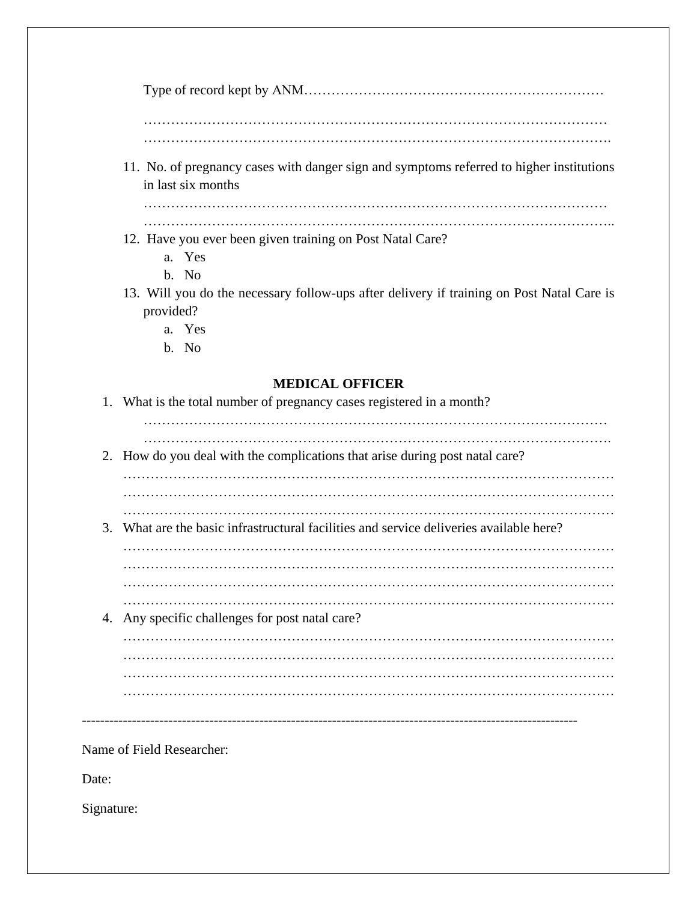Type of record kept by ANM…………………………………………………………

……………………………………………………………………………………………
……………………………………………………………………………………………

11. No. of pregnancy cases with danger sign and symptoms referred to higher institutions in last six months
……………………………………………………………………………………………
……………………………………………………………………………………………..
12. Have you ever been given training on Post Natal Care?
    a. Yes
    b. No
13. Will you do the necessary follow-ups after delivery if training on Post Natal Care is provided?
    a. Yes
    b. No

**MEDICAL OFFICER**

1. What is the total number of pregnancy cases registered in a month?
……………………………………………………………………………………………
……………………………………………………………………………………………
2. How do you deal with the complications that arise during post natal care?
……………………………………………………………………………………………
……………………………………………………………………………………………
……………………………………………………………………………………………
3. What are the basic infrastructural facilities and service deliveries available here?
……………………………………………………………………………………………
……………………………………………………………………………………………
……………………………………………………………………………………………
……………………………………………………………………………………………
4. Any specific challenges for post natal care?
……………………………………………………………………………………………
……………………………………………………………………………………………
……………………………………………………………………………………………
……………………………………………………………………………………………

---

Name of Field Researcher:

Date:

Signature: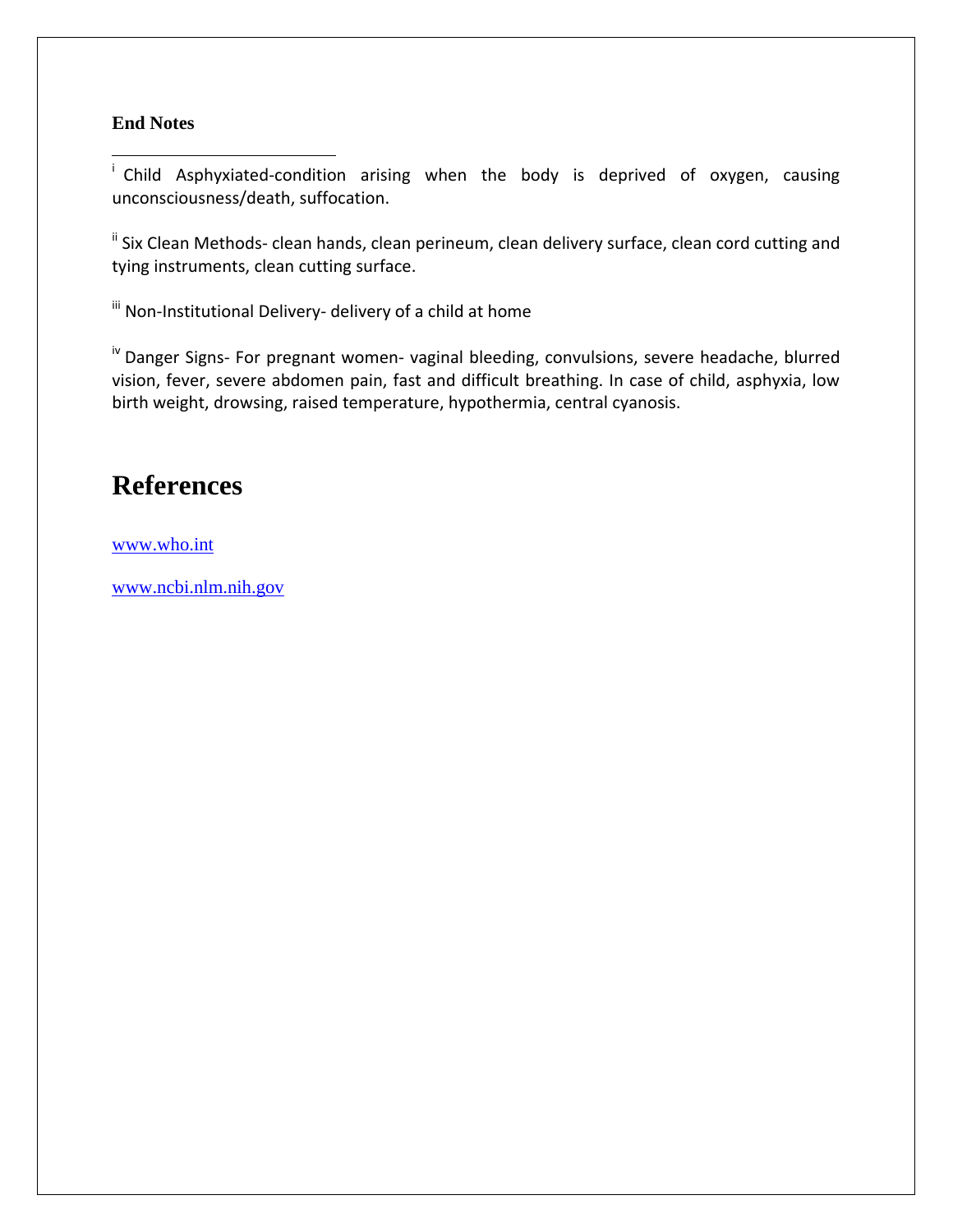**End Notes**

[i] Child Asphyxiated-condition arising when the body is deprived of oxygen, causing unconsciousness/death, suffocation.

[ii] Six Clean Methods- clean hands, clean perineum, clean delivery surface, clean cord cutting and tying instruments, clean cutting surface.

[iii] Non-Institutional Delivery- delivery of a child at home

[iv] Danger Signs- For pregnant women- vaginal bleeding, convulsions, severe headache, blurred vision, fever, severe abdomen pain, fast and difficult breathing. In case of child, asphyxia, low birth weight, drowsing, raised temperature, hypothermia, central cyanosis.

# References

www.who.int

www.ncbi.nlm.nih.gov